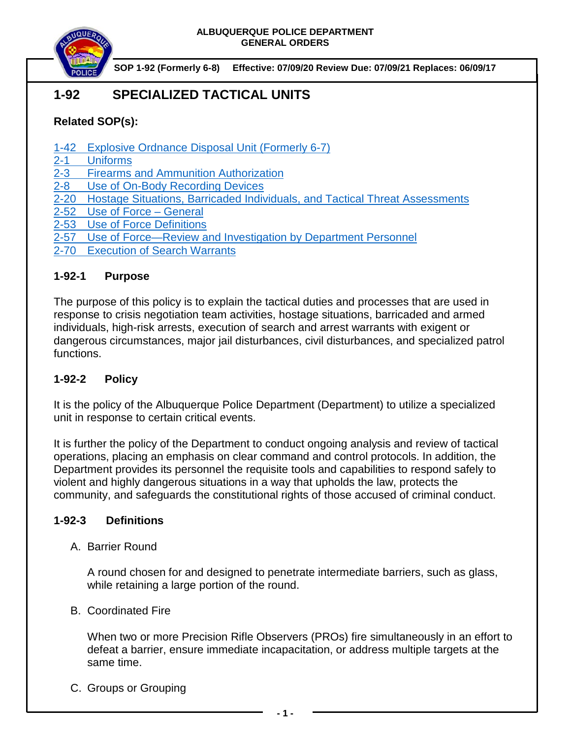**ALBUQUERQUE POLICE DEPARTMENT**
**GENERAL ORDERS**

**SOP 1-92 (Formerly 6-8) Effective: 07/09/20 Review Due: 07/09/21 Replaces: 06/09/17**

# 1-92 SPECIALIZED TACTICAL UNITS

**Related SOP(s):**

1-42 Explosive Ordnance Disposal Unit (Formerly 6-7)
2-1 Uniforms
2-3 Firearms and Ammunition Authorization
2-8 Use of On-Body Recording Devices
2-20 Hostage Situations, Barricaded Individuals, and Tactical Threat Assessments
2-52 Use of Force – General
2-53 Use of Force Definitions
2-57 Use of Force—Review and Investigation by Department Personnel
2-70 Execution of Search Warrants

## 1-92-1 Purpose

The purpose of this policy is to explain the tactical duties and processes that are used in response to crisis negotiation team activities, hostage situations, barricaded and armed individuals, high-risk arrests, execution of search and arrest warrants with exigent or dangerous circumstances, major jail disturbances, civil disturbances, and specialized patrol functions.

## 1-92-2 Policy

It is the policy of the Albuquerque Police Department (Department) to utilize a specialized unit in response to certain critical events.

It is further the policy of the Department to conduct ongoing analysis and review of tactical operations, placing an emphasis on clear command and control protocols. In addition, the Department provides its personnel the requisite tools and capabilities to respond safely to violent and highly dangerous situations in a way that upholds the law, protects the community, and safeguards the constitutional rights of those accused of criminal conduct.

## 1-92-3 Definitions

A. Barrier Round

A round chosen for and designed to penetrate intermediate barriers, such as glass, while retaining a large portion of the round.

B. Coordinated Fire

When two or more Precision Rifle Observers (PROs) fire simultaneously in an effort to defeat a barrier, ensure immediate incapacitation, or address multiple targets at the same time.

C. Groups or Grouping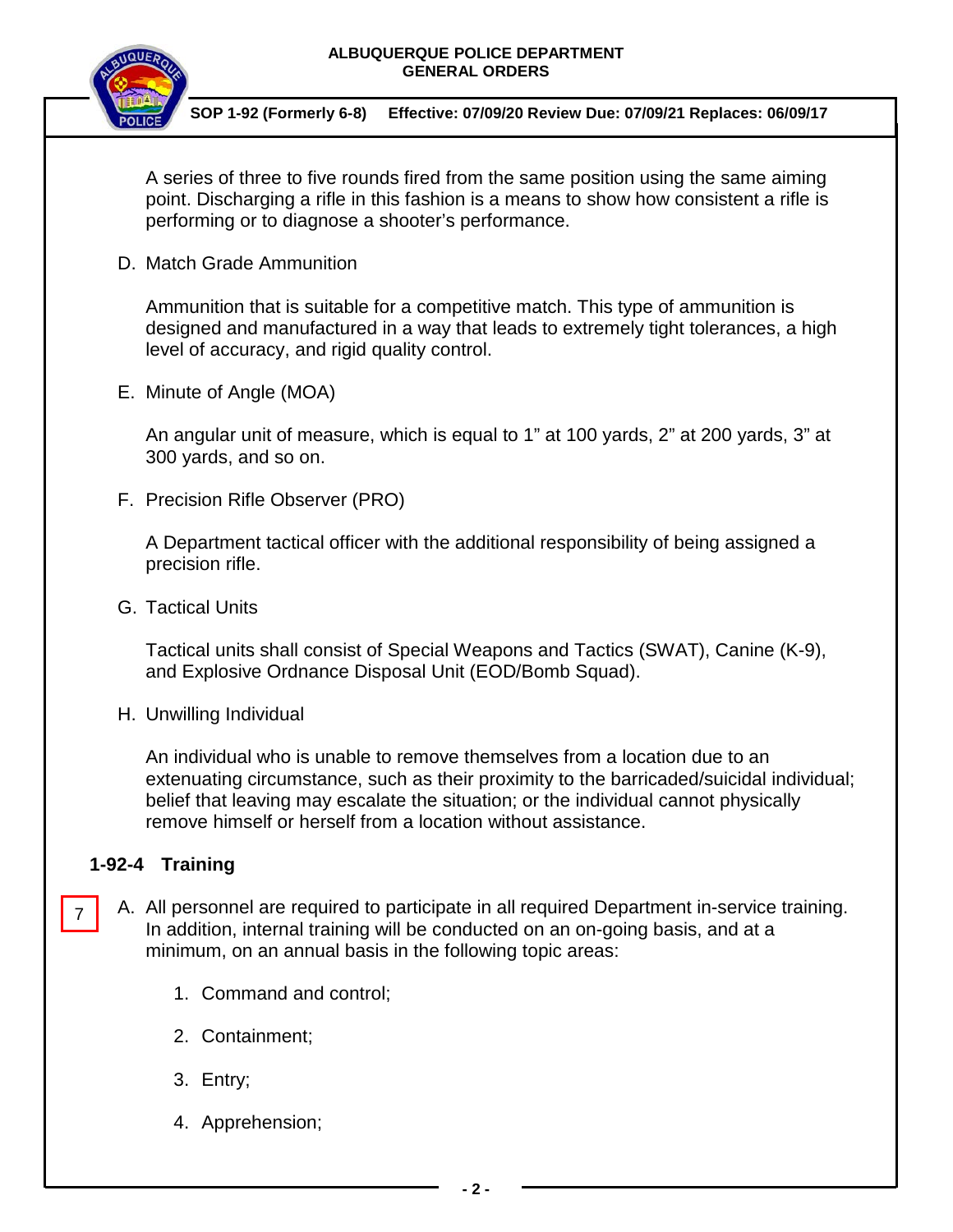A series of three to five rounds fired from the same position using the same aiming point. Discharging a rifle in this fashion is a means to show how consistent a rifle is performing or to diagnose a shooter's performance.

D. Match Grade Ammunition

Ammunition that is suitable for a competitive match. This type of ammunition is designed and manufactured in a way that leads to extremely tight tolerances, a high level of accuracy, and rigid quality control.

E. Minute of Angle (MOA)

An angular unit of measure, which is equal to 1" at 100 yards, 2" at 200 yards, 3" at 300 yards, and so on.

F. Precision Rifle Observer (PRO)

A Department tactical officer with the additional responsibility of being assigned a precision rifle.

G. Tactical Units

Tactical units shall consist of Special Weapons and Tactics (SWAT), Canine (K-9), and Explosive Ordnance Disposal Unit (EOD/Bomb Squad).

H. Unwilling Individual

An individual who is unable to remove themselves from a location due to an extenuating circumstance, such as their proximity to the barricaded/suicidal individual; belief that leaving may escalate the situation; or the individual cannot physically remove himself or herself from a location without assistance.

## 1-92-4 Training

7

A. All personnel are required to participate in all required Department in-service training. In addition, internal training will be conducted on an on-going basis, and at a minimum, on an annual basis in the following topic areas:

1. Command and control;
2. Containment;
3. Entry;
4. Apprehension;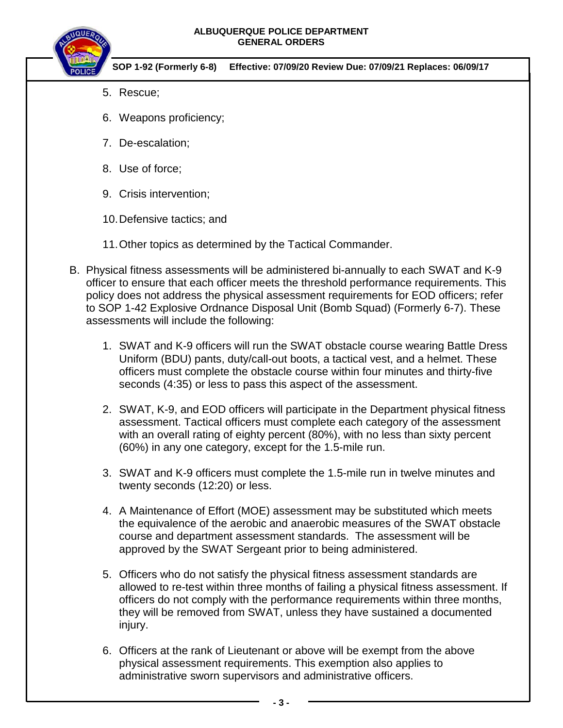5. Rescue;

6. Weapons proficiency;

7. De-escalation;

8. Use of force;

9. Crisis intervention;

10. Defensive tactics; and

11. Other topics as determined by the Tactical Commander.

B. Physical fitness assessments will be administered bi-annually to each SWAT and K-9 officer to ensure that each officer meets the threshold performance requirements. This policy does not address the physical assessment requirements for EOD officers; refer to SOP 1-42 Explosive Ordnance Disposal Unit (Bomb Squad) (Formerly 6-7). These assessments will include the following:

   1. SWAT and K-9 officers will run the SWAT obstacle course wearing Battle Dress Uniform (BDU) pants, duty/call-out boots, a tactical vest, and a helmet. These officers must complete the obstacle course within four minutes and thirty-five seconds (4:35) or less to pass this aspect of the assessment.

   2. SWAT, K-9, and EOD officers will participate in the Department physical fitness assessment. Tactical officers must complete each category of the assessment with an overall rating of eighty percent (80%), with no less than sixty percent (60%) in any one category, except for the 1.5-mile run.

   3. SWAT and K-9 officers must complete the 1.5-mile run in twelve minutes and twenty seconds (12:20) or less.

   4. A Maintenance of Effort (MOE) assessment may be substituted which meets the equivalence of the aerobic and anaerobic measures of the SWAT obstacle course and department assessment standards. The assessment will be approved by the SWAT Sergeant prior to being administered.

   5. Officers who do not satisfy the physical fitness assessment standards are allowed to re-test within three months of failing a physical fitness assessment. If officers do not comply with the performance requirements within three months, they will be removed from SWAT, unless they have sustained a documented injury.

   6. Officers at the rank of Lieutenant or above will be exempt from the above physical assessment requirements. This exemption also applies to administrative sworn supervisors and administrative officers.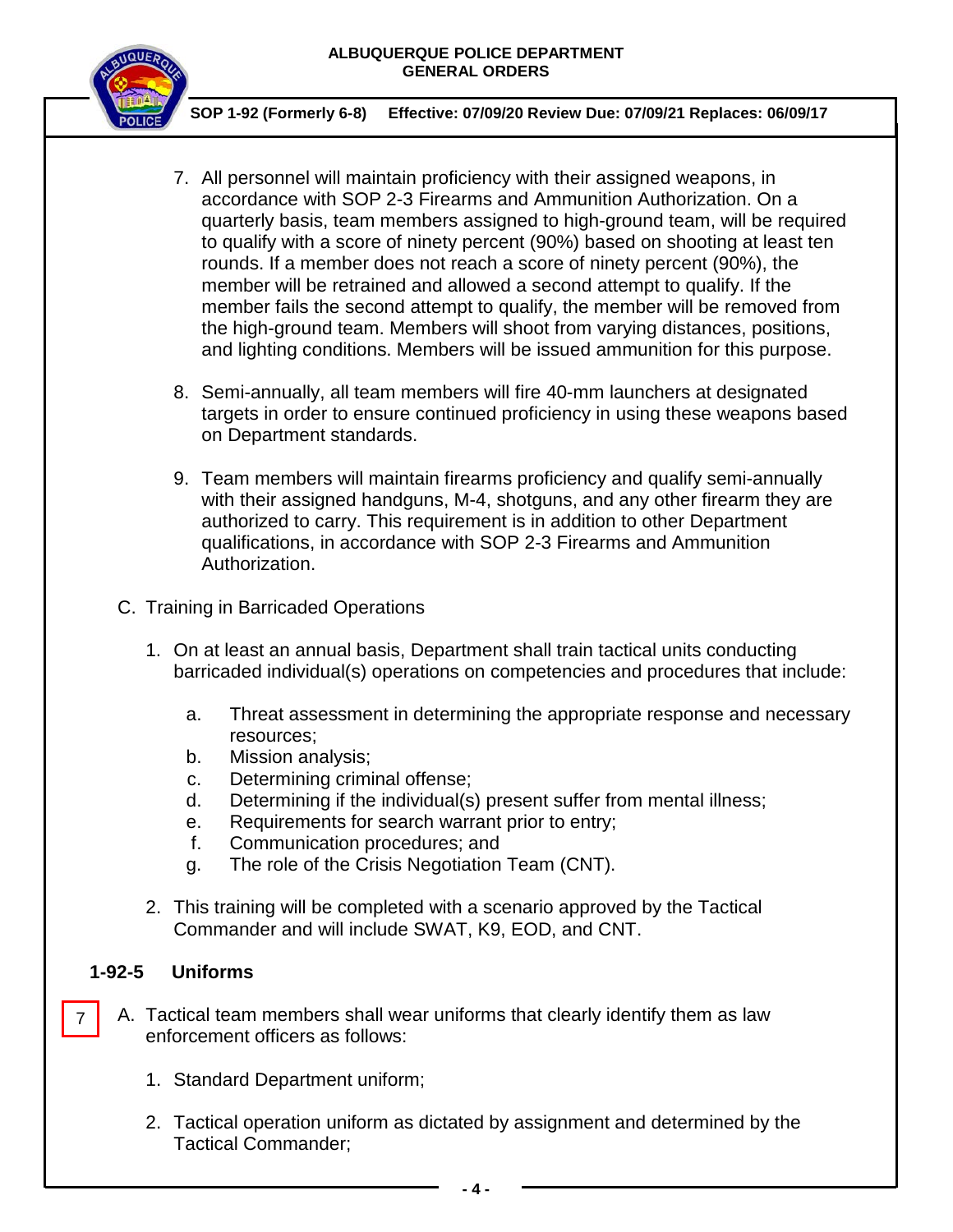7. All personnel will maintain proficiency with their assigned weapons, in accordance with SOP 2-3 Firearms and Ammunition Authorization. On a quarterly basis, team members assigned to high-ground team, will be required to qualify with a score of ninety percent (90%) based on shooting at least ten rounds. If a member does not reach a score of ninety percent (90%), the member will be retrained and allowed a second attempt to qualify. If the member fails the second attempt to qualify, the member will be removed from the high-ground team. Members will shoot from varying distances, positions, and lighting conditions. Members will be issued ammunition for this purpose.

8. Semi-annually, all team members will fire 40-mm launchers at designated targets in order to ensure continued proficiency in using these weapons based on Department standards.

9. Team members will maintain firearms proficiency and qualify semi-annually with their assigned handguns, M-4, shotguns, and any other firearm they are authorized to carry. This requirement is in addition to other Department qualifications, in accordance with SOP 2-3 Firearms and Ammunition Authorization.

C. Training in Barricaded Operations

1. On at least an annual basis, Department shall train tactical units conducting barricaded individual(s) operations on competencies and procedures that include:

   a. Threat assessment in determining the appropriate response and necessary resources;
   b. Mission analysis;
   c. Determining criminal offense;
   d. Determining if the individual(s) present suffer from mental illness;
   e. Requirements for search warrant prior to entry;
   f. Communication procedures; and
   g. The role of the Crisis Negotiation Team (CNT).

2. This training will be completed with a scenario approved by the Tactical Commander and will include SWAT, K9, EOD, and CNT.

## 1-92-5 Uniforms

7

A. Tactical team members shall wear uniforms that clearly identify them as law enforcement officers as follows:

1. Standard Department uniform;

2. Tactical operation uniform as dictated by assignment and determined by the Tactical Commander;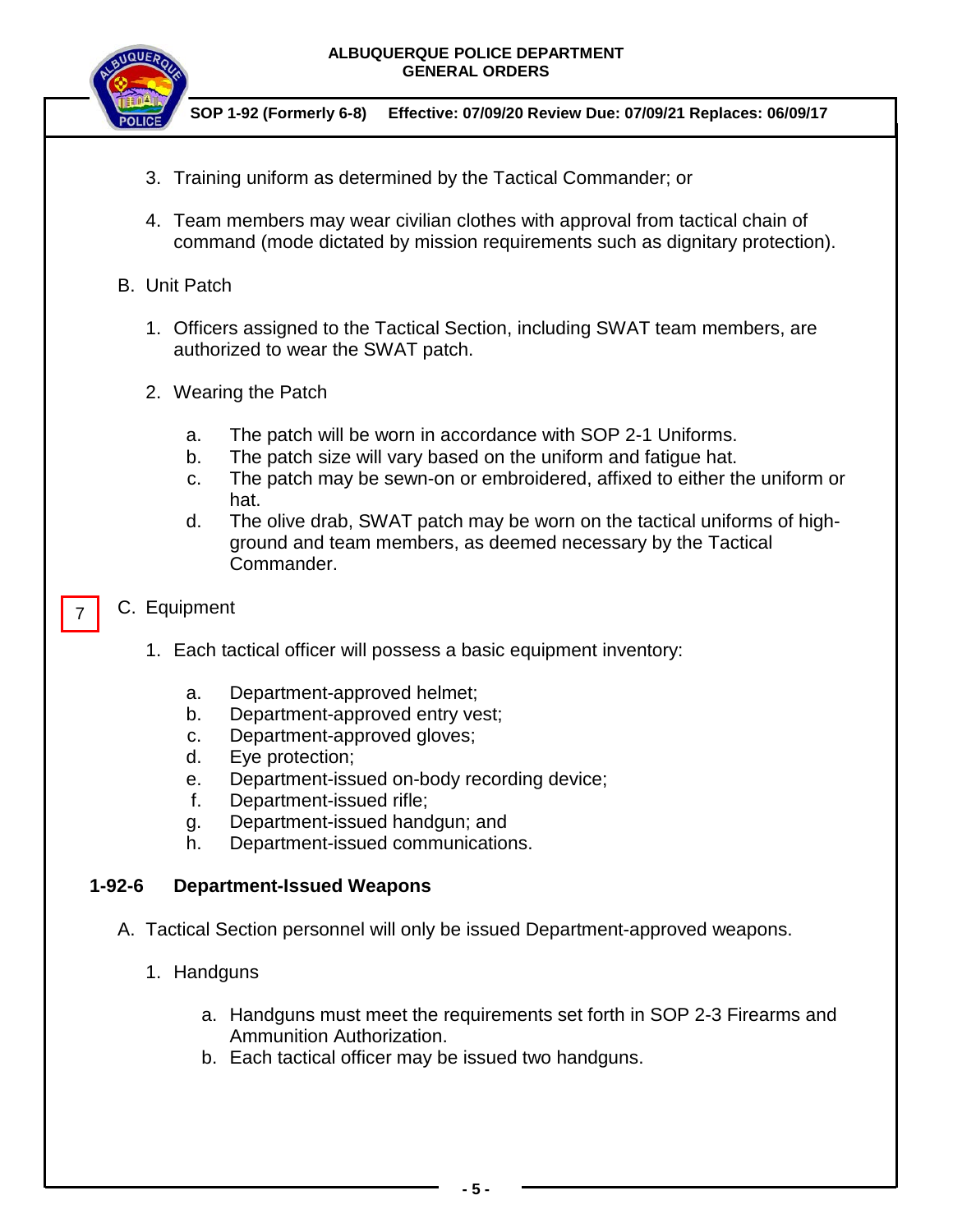3. Training uniform as determined by the Tactical Commander; or

4. Team members may wear civilian clothes with approval from tactical chain of command (mode dictated by mission requirements such as dignitary protection).

B. Unit Patch

1. Officers assigned to the Tactical Section, including SWAT team members, are authorized to wear the SWAT patch.

2. Wearing the Patch

   a. The patch will be worn in accordance with SOP 2-1 Uniforms.
   b. The patch size will vary based on the uniform and fatigue hat.
   c. The patch may be sewn-on or embroidered, affixed to either the uniform or hat.
   d. The olive drab, SWAT patch may be worn on the tactical uniforms of high-ground and team members, as deemed necessary by the Tactical Commander.

7

C. Equipment

1. Each tactical officer will possess a basic equipment inventory:

   a. Department-approved helmet;
   b. Department-approved entry vest;
   c. Department-approved gloves;
   d. Eye protection;
   e. Department-issued on-body recording device;
   f. Department-issued rifle;
   g. Department-issued handgun; and
   h. Department-issued communications.

## 1-92-6 Department-Issued Weapons

A. Tactical Section personnel will only be issued Department-approved weapons.

1. Handguns

   a. Handguns must meet the requirements set forth in SOP 2-3 Firearms and Ammunition Authorization.
   b. Each tactical officer may be issued two handguns.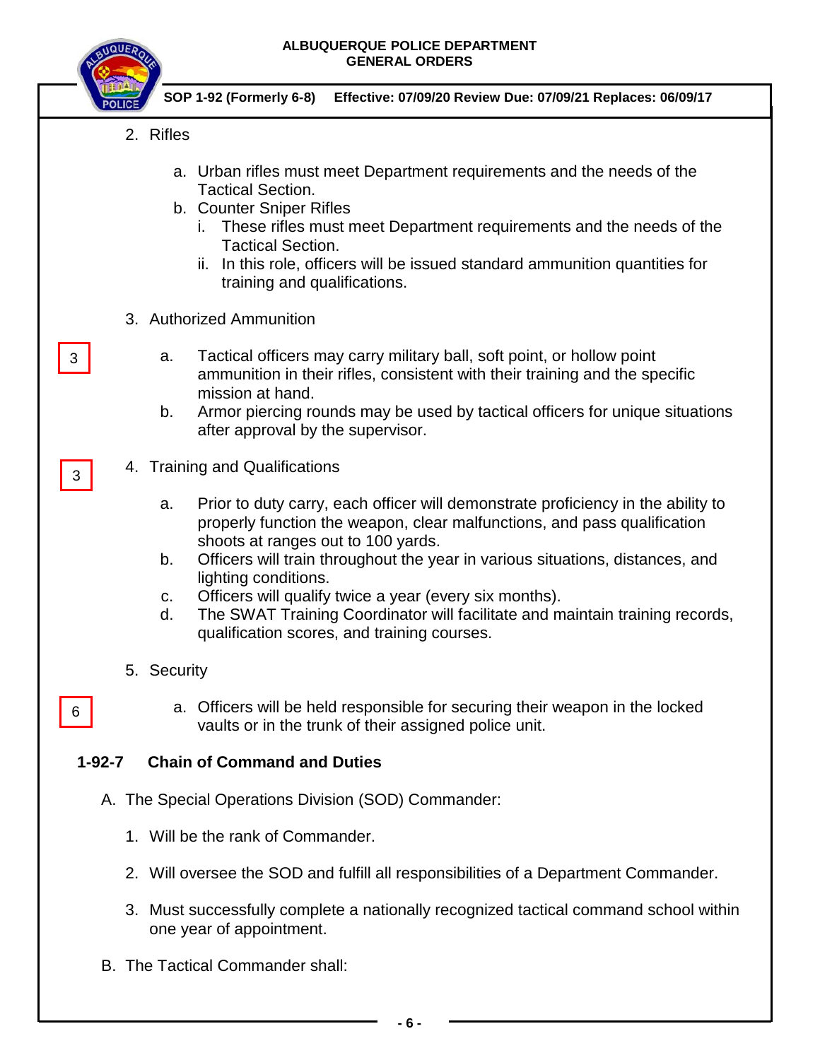2. Rifles

    a. Urban rifles must meet Department requirements and the needs of the Tactical Section.
    b. Counter Sniper Rifles
        i. These rifles must meet Department requirements and the needs of the Tactical Section.
        ii. In this role, officers will be issued standard ammunition quantities for training and qualifications.

3. Authorized Ammunition

3

    a. Tactical officers may carry military ball, soft point, or hollow point ammunition in their rifles, consistent with their training and the specific mission at hand.
    b. Armor piercing rounds may be used by tactical officers for unique situations after approval by the supervisor.

3

4. Training and Qualifications

    a. Prior to duty carry, each officer will demonstrate proficiency in the ability to properly function the weapon, clear malfunctions, and pass qualification shoots at ranges out to 100 yards.
    b. Officers will train throughout the year in various situations, distances, and lighting conditions.
    c. Officers will qualify twice a year (every six months).
    d. The SWAT Training Coordinator will facilitate and maintain training records, qualification scores, and training courses.

5. Security

6

    a. Officers will be held responsible for securing their weapon in the locked vaults or in the trunk of their assigned police unit.

## 1-92-7 Chain of Command and Duties

A. The Special Operations Division (SOD) Commander:

1. Will be the rank of Commander.

2. Will oversee the SOD and fulfill all responsibilities of a Department Commander.

3. Must successfully complete a nationally recognized tactical command school within one year of appointment.

B. The Tactical Commander shall: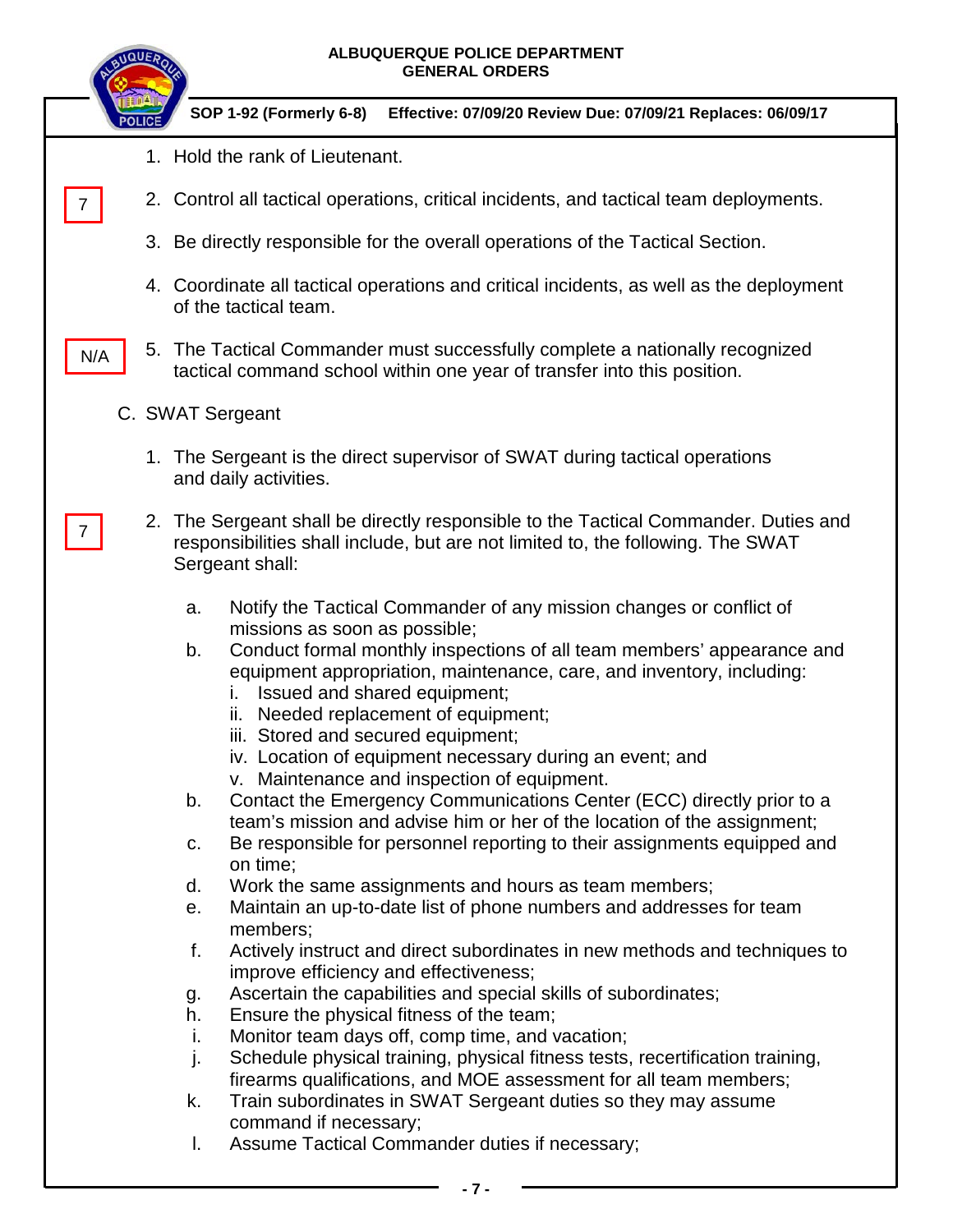1. Hold the rank of Lieutenant.

7

2. Control all tactical operations, critical incidents, and tactical team deployments.

3. Be directly responsible for the overall operations of the Tactical Section.

4. Coordinate all tactical operations and critical incidents, as well as the deployment of the tactical team.

N/A

5. The Tactical Commander must successfully complete a nationally recognized tactical command school within one year of transfer into this position.

C. SWAT Sergeant

1. The Sergeant is the direct supervisor of SWAT during tactical operations and daily activities.

7

2. The Sergeant shall be directly responsible to the Tactical Commander. Duties and responsibilities shall include, but are not limited to, the following. The SWAT Sergeant shall:

   a. Notify the Tactical Commander of any mission changes or conflict of missions as soon as possible;
   b. Conduct formal monthly inspections of all team members' appearance and equipment appropriation, maintenance, care, and inventory, including:
      i. Issued and shared equipment;
      ii. Needed replacement of equipment;
      iii. Stored and secured equipment;
      iv. Location of equipment necessary during an event; and
      v. Maintenance and inspection of equipment.
   b. Contact the Emergency Communications Center (ECC) directly prior to a team's mission and advise him or her of the location of the assignment;
   c. Be responsible for personnel reporting to their assignments equipped and on time;
   d. Work the same assignments and hours as team members;
   e. Maintain an up-to-date list of phone numbers and addresses for team members;
   f. Actively instruct and direct subordinates in new methods and techniques to improve efficiency and effectiveness;
   g. Ascertain the capabilities and special skills of subordinates;
   h. Ensure the physical fitness of the team;
   i. Monitor team days off, comp time, and vacation;
   j. Schedule physical training, physical fitness tests, recertification training, firearms qualifications, and MOE assessment for all team members;
   k. Train subordinates in SWAT Sergeant duties so they may assume command if necessary;
   l. Assume Tactical Commander duties if necessary;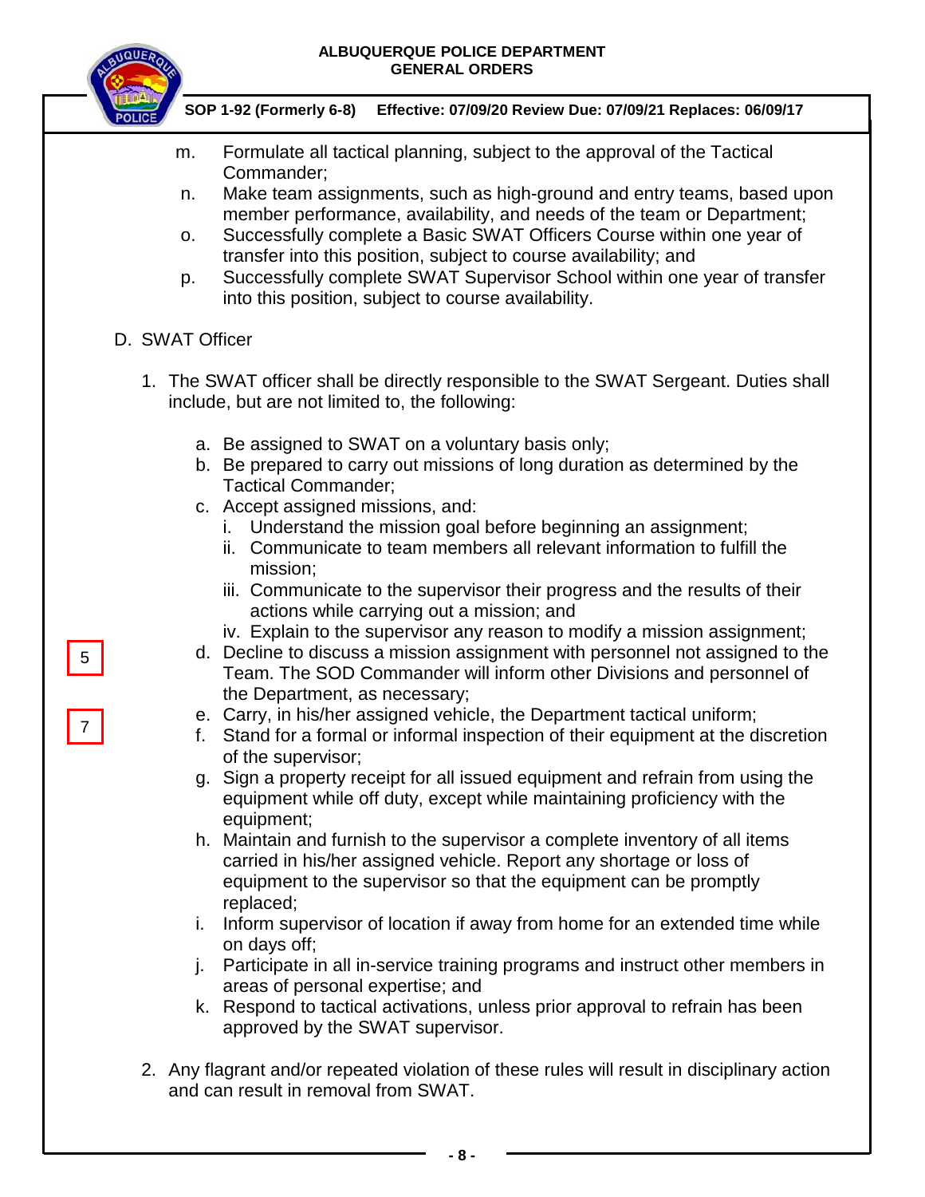m. Formulate all tactical planning, subject to the approval of the Tactical Commander;
n. Make team assignments, such as high-ground and entry teams, based upon member performance, availability, and needs of the team or Department;
o. Successfully complete a Basic SWAT Officers Course within one year of transfer into this position, subject to course availability; and
p. Successfully complete SWAT Supervisor School within one year of transfer into this position, subject to course availability.

D. SWAT Officer

1. The SWAT officer shall be directly responsible to the SWAT Sergeant. Duties shall include, but are not limited to, the following:

   a. Be assigned to SWAT on a voluntary basis only;
   b. Be prepared to carry out missions of long duration as determined by the Tactical Commander;
   c. Accept assigned missions, and:
      i. Understand the mission goal before beginning an assignment;
      ii. Communicate to team members all relevant information to fulfill the mission;
      iii. Communicate to the supervisor their progress and the results of their actions while carrying out a mission; and
      iv. Explain to the supervisor any reason to modify a mission assignment;
   
   5
   
   d. Decline to discuss a mission assignment with personnel not assigned to the Team. The SOD Commander will inform other Divisions and personnel of the Department, as necessary;
   
   7
   
   e. Carry, in his/her assigned vehicle, the Department tactical uniform;
   f. Stand for a formal or informal inspection of their equipment at the discretion of the supervisor;
   g. Sign a property receipt for all issued equipment and refrain from using the equipment while off duty, except while maintaining proficiency with the equipment;
   h. Maintain and furnish to the supervisor a complete inventory of all items carried in his/her assigned vehicle. Report any shortage or loss of equipment to the supervisor so that the equipment can be promptly replaced;
   i. Inform supervisor of location if away from home for an extended time while on days off;
   j. Participate in all in-service training programs and instruct other members in areas of personal expertise; and
   k. Respond to tactical activations, unless prior approval to refrain has been approved by the SWAT supervisor.

2. Any flagrant and/or repeated violation of these rules will result in disciplinary action and can result in removal from SWAT.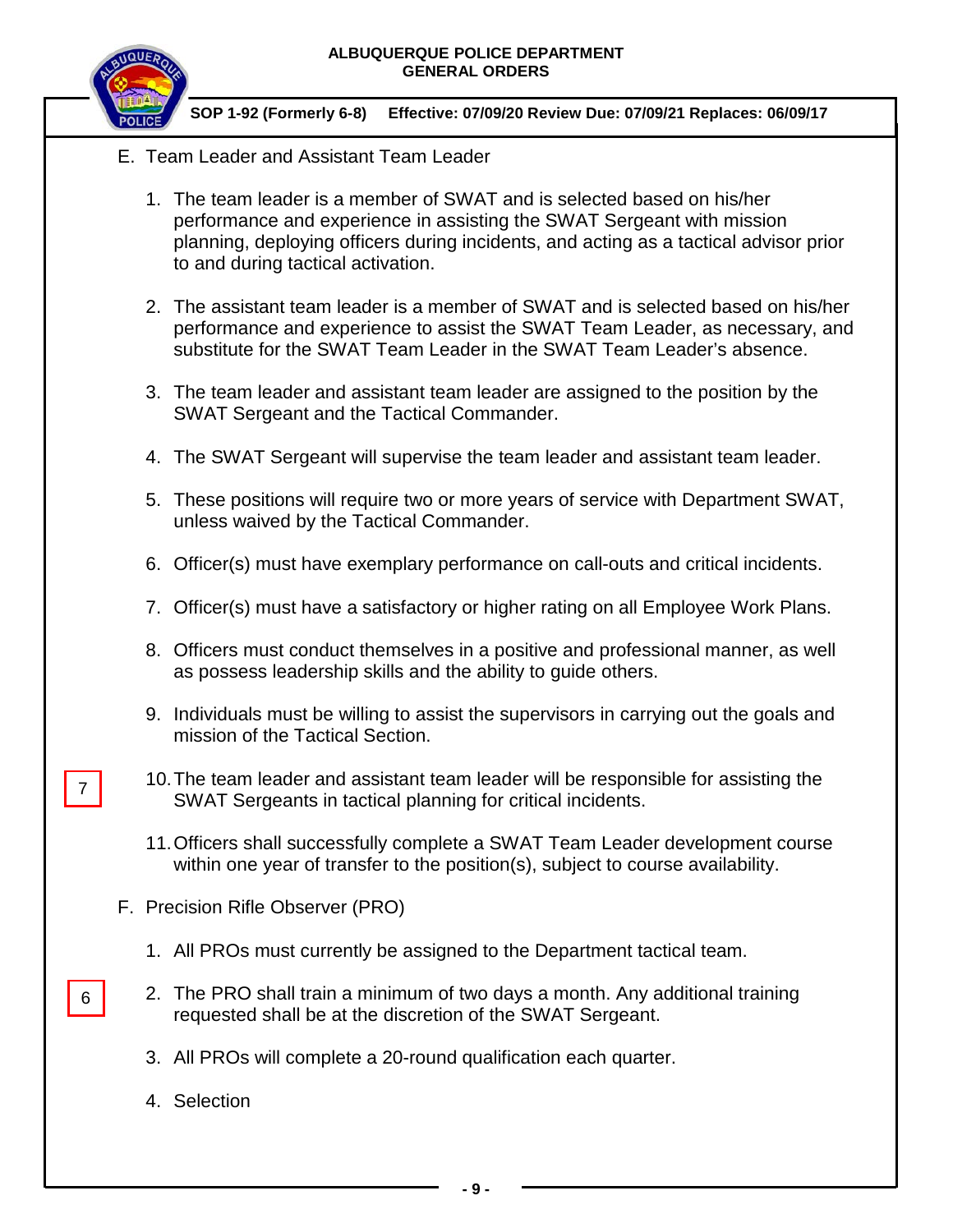E. Team Leader and Assistant Team Leader

1. The team leader is a member of SWAT and is selected based on his/her performance and experience in assisting the SWAT Sergeant with mission planning, deploying officers during incidents, and acting as a tactical advisor prior to and during tactical activation.

2. The assistant team leader is a member of SWAT and is selected based on his/her performance and experience to assist the SWAT Team Leader, as necessary, and substitute for the SWAT Team Leader in the SWAT Team Leader's absence.

3. The team leader and assistant team leader are assigned to the position by the SWAT Sergeant and the Tactical Commander.

4. The SWAT Sergeant will supervise the team leader and assistant team leader.

5. These positions will require two or more years of service with Department SWAT, unless waived by the Tactical Commander.

6. Officer(s) must have exemplary performance on call-outs and critical incidents.

7. Officer(s) must have a satisfactory or higher rating on all Employee Work Plans.

8. Officers must conduct themselves in a positive and professional manner, as well as possess leadership skills and the ability to guide others.

9. Individuals must be willing to assist the supervisors in carrying out the goals and mission of the Tactical Section.

7

10. The team leader and assistant team leader will be responsible for assisting the SWAT Sergeants in tactical planning for critical incidents.

11. Officers shall successfully complete a SWAT Team Leader development course within one year of transfer to the position(s), subject to course availability.

F. Precision Rifle Observer (PRO)

1. All PROs must currently be assigned to the Department tactical team.

6

2. The PRO shall train a minimum of two days a month. Any additional training requested shall be at the discretion of the SWAT Sergeant.

3. All PROs will complete a 20-round qualification each quarter.

4. Selection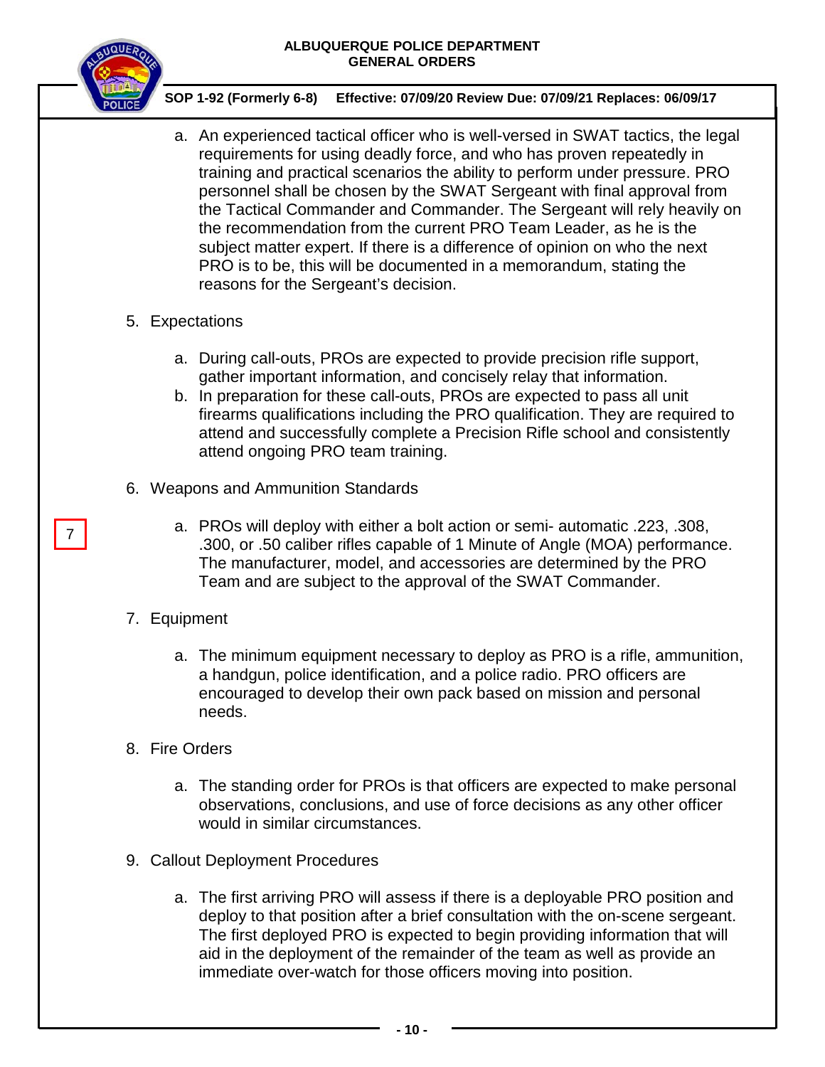a. An experienced tactical officer who is well-versed in SWAT tactics, the legal requirements for using deadly force, and who has proven repeatedly in training and practical scenarios the ability to perform under pressure. PRO personnel shall be chosen by the SWAT Sergeant with final approval from the Tactical Commander and Commander. The Sergeant will rely heavily on the recommendation from the current PRO Team Leader, as he is the subject matter expert. If there is a difference of opinion on who the next PRO is to be, this will be documented in a memorandum, stating the reasons for the Sergeant's decision.

5. Expectations

   a. During call-outs, PROs are expected to provide precision rifle support, gather important information, and concisely relay that information.
   b. In preparation for these call-outs, PROs are expected to pass all unit firearms qualifications including the PRO qualification. They are required to attend and successfully complete a Precision Rifle school and consistently attend ongoing PRO team training.

6. Weapons and Ammunition Standards

   7

   a. PROs will deploy with either a bolt action or semi- automatic .223, .308, .300, or .50 caliber rifles capable of 1 Minute of Angle (MOA) performance. The manufacturer, model, and accessories are determined by the PRO Team and are subject to the approval of the SWAT Commander.

7. Equipment

   a. The minimum equipment necessary to deploy as PRO is a rifle, ammunition, a handgun, police identification, and a police radio. PRO officers are encouraged to develop their own pack based on mission and personal needs.

8. Fire Orders

   a. The standing order for PROs is that officers are expected to make personal observations, conclusions, and use of force decisions as any other officer would in similar circumstances.

9. Callout Deployment Procedures

   a. The first arriving PRO will assess if there is a deployable PRO position and deploy to that position after a brief consultation with the on-scene sergeant. The first deployed PRO is expected to begin providing information that will aid in the deployment of the remainder of the team as well as provide an immediate over-watch for those officers moving into position.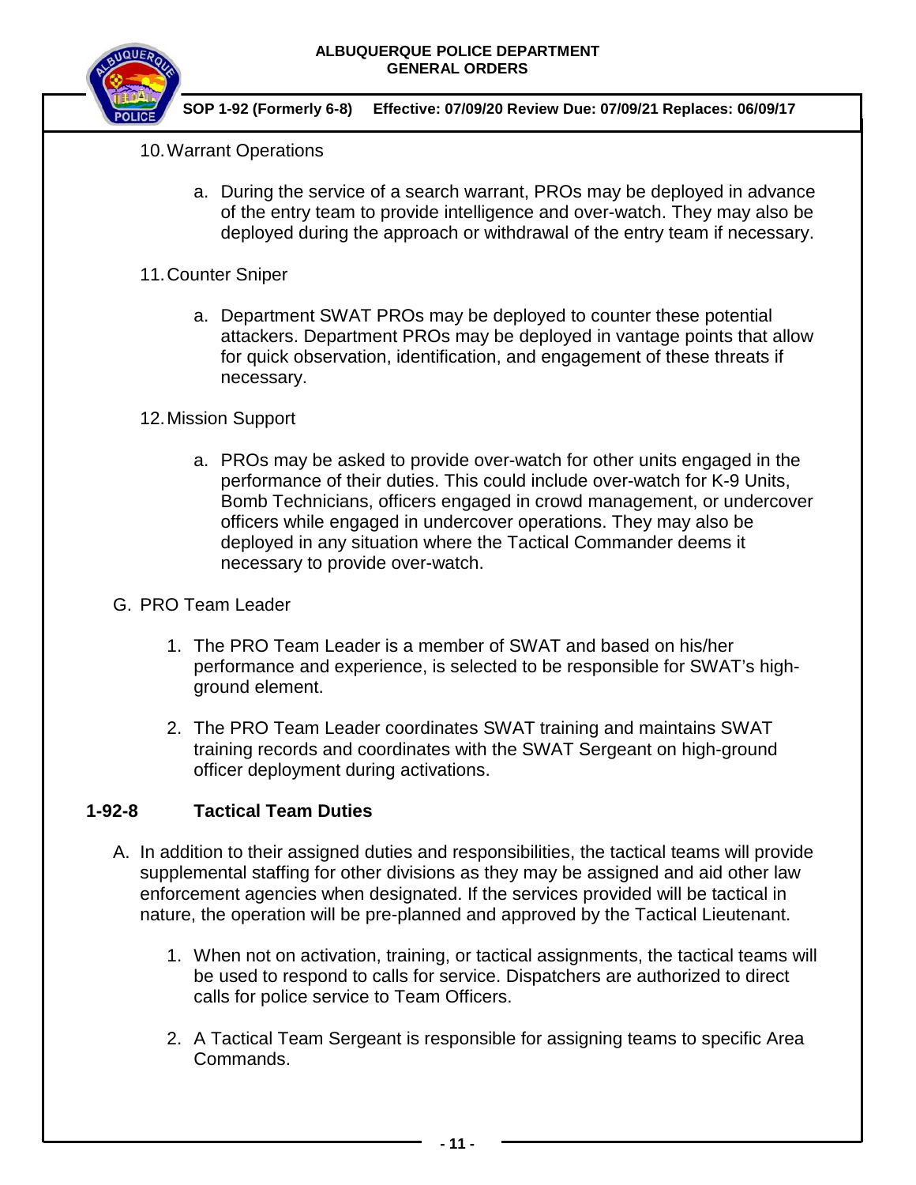10. Warrant Operations

    a. During the service of a search warrant, PROs may be deployed in advance of the entry team to provide intelligence and over-watch. They may also be deployed during the approach or withdrawal of the entry team if necessary.

11. Counter Sniper

    a. Department SWAT PROs may be deployed to counter these potential attackers. Department PROs may be deployed in vantage points that allow for quick observation, identification, and engagement of these threats if necessary.

12. Mission Support

    a. PROs may be asked to provide over-watch for other units engaged in the performance of their duties. This could include over-watch for K-9 Units, Bomb Technicians, officers engaged in crowd management, or undercover officers while engaged in undercover operations. They may also be deployed in any situation where the Tactical Commander deems it necessary to provide over-watch.

G. PRO Team Leader

1. The PRO Team Leader is a member of SWAT and based on his/her performance and experience, is selected to be responsible for SWAT's high-ground element.

2. The PRO Team Leader coordinates SWAT training and maintains SWAT training records and coordinates with the SWAT Sergeant on high-ground officer deployment during activations.

## 1-92-8 Tactical Team Duties

A. In addition to their assigned duties and responsibilities, the tactical teams will provide supplemental staffing for other divisions as they may be assigned and aid other law enforcement agencies when designated. If the services provided will be tactical in nature, the operation will be pre-planned and approved by the Tactical Lieutenant.

1. When not on activation, training, or tactical assignments, the tactical teams will be used to respond to calls for service. Dispatchers are authorized to direct calls for police service to Team Officers.

2. A Tactical Team Sergeant is responsible for assigning teams to specific Area Commands.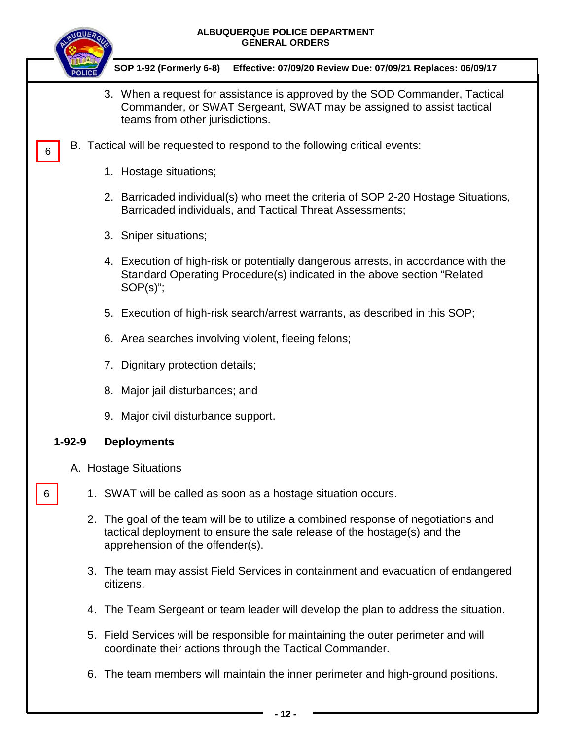3. When a request for assistance is approved by the SOD Commander, Tactical Commander, or SWAT Sergeant, SWAT may be assigned to assist tactical teams from other jurisdictions.

6

B. Tactical will be requested to respond to the following critical events:

1. Hostage situations;
2. Barricaded individual(s) who meet the criteria of SOP 2-20 Hostage Situations, Barricaded individuals, and Tactical Threat Assessments;
3. Sniper situations;
4. Execution of high-risk or potentially dangerous arrests, in accordance with the Standard Operating Procedure(s) indicated in the above section "Related SOP(s)";
5. Execution of high-risk search/arrest warrants, as described in this SOP;
6. Area searches involving violent, fleeing felons;
7. Dignitary protection details;
8. Major jail disturbances; and
9. Major civil disturbance support.

### 1-92-9 Deployments

A. Hostage Situations

6

1. SWAT will be called as soon as a hostage situation occurs.
2. The goal of the team will be to utilize a combined response of negotiations and tactical deployment to ensure the safe release of the hostage(s) and the apprehension of the offender(s).
3. The team may assist Field Services in containment and evacuation of endangered citizens.
4. The Team Sergeant or team leader will develop the plan to address the situation.
5. Field Services will be responsible for maintaining the outer perimeter and will coordinate their actions through the Tactical Commander.
6. The team members will maintain the inner perimeter and high-ground positions.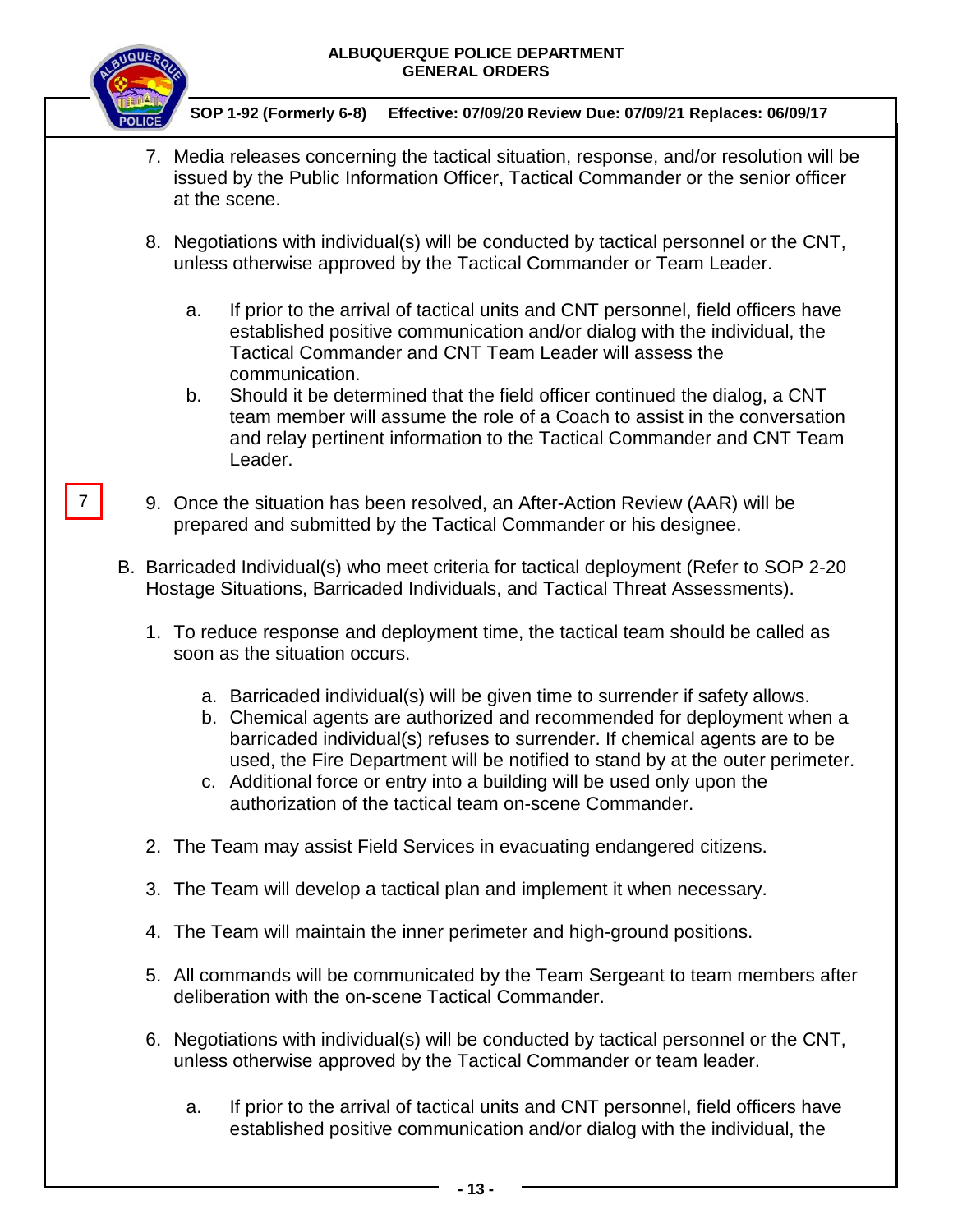7. Media releases concerning the tactical situation, response, and/or resolution will be issued by the Public Information Officer, Tactical Commander or the senior officer at the scene.

8. Negotiations with individual(s) will be conducted by tactical personnel or the CNT, unless otherwise approved by the Tactical Commander or Team Leader.

    a. If prior to the arrival of tactical units and CNT personnel, field officers have established positive communication and/or dialog with the individual, the Tactical Commander and CNT Team Leader will assess the communication.
    b. Should it be determined that the field officer continued the dialog, a CNT team member will assume the role of a Coach to assist in the conversation and relay pertinent information to the Tactical Commander and CNT Team Leader.

7

9. Once the situation has been resolved, an After-Action Review (AAR) will be prepared and submitted by the Tactical Commander or his designee.

B. Barricaded Individual(s) who meet criteria for tactical deployment (Refer to SOP 2-20 Hostage Situations, Barricaded Individuals, and Tactical Threat Assessments).

1. To reduce response and deployment time, the tactical team should be called as soon as the situation occurs.

    a. Barricaded individual(s) will be given time to surrender if safety allows.
    b. Chemical agents are authorized and recommended for deployment when a barricaded individual(s) refuses to surrender. If chemical agents are to be used, the Fire Department will be notified to stand by at the outer perimeter.
    c. Additional force or entry into a building will be used only upon the authorization of the tactical team on-scene Commander.

2. The Team may assist Field Services in evacuating endangered citizens.

3. The Team will develop a tactical plan and implement it when necessary.

4. The Team will maintain the inner perimeter and high-ground positions.

5. All commands will be communicated by the Team Sergeant to team members after deliberation with the on-scene Tactical Commander.

6. Negotiations with individual(s) will be conducted by tactical personnel or the CNT, unless otherwise approved by the Tactical Commander or team leader.

    a. If prior to the arrival of tactical units and CNT personnel, field officers have established positive communication and/or dialog with the individual, the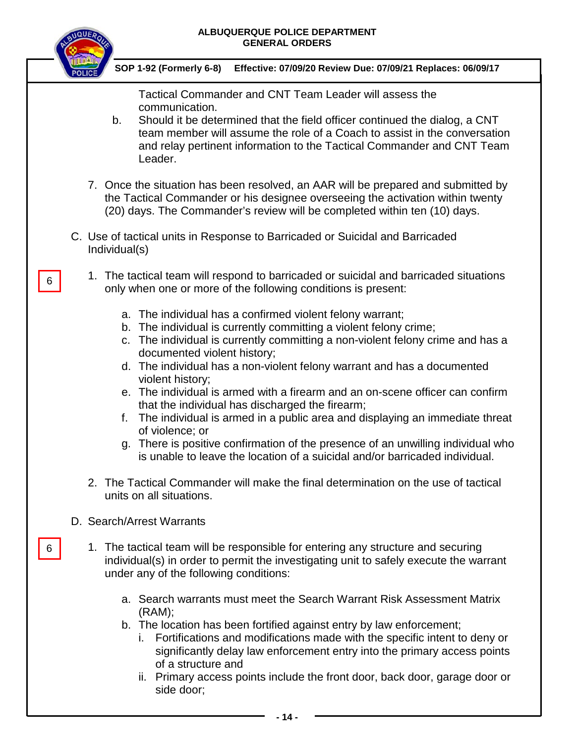Tactical Commander and CNT Team Leader will assess the communication.

b. Should it be determined that the field officer continued the dialog, a CNT team member will assume the role of a Coach to assist in the conversation and relay pertinent information to the Tactical Commander and CNT Team Leader.

7. Once the situation has been resolved, an AAR will be prepared and submitted by the Tactical Commander or his designee overseeing the activation within twenty (20) days. The Commander's review will be completed within ten (10) days.

C. Use of tactical units in Response to Barricaded or Suicidal and Barricaded Individual(s)

6

1. The tactical team will respond to barricaded or suicidal and barricaded situations only when one or more of the following conditions is present:

   a. The individual has a confirmed violent felony warrant;
   b. The individual is currently committing a violent felony crime;
   c. The individual is currently committing a non-violent felony crime and has a documented violent history;
   d. The individual has a non-violent felony warrant and has a documented violent history;
   e. The individual is armed with a firearm and an on-scene officer can confirm that the individual has discharged the firearm;
   f. The individual is armed in a public area and displaying an immediate threat of violence; or
   g. There is positive confirmation of the presence of an unwilling individual who is unable to leave the location of a suicidal and/or barricaded individual.

2. The Tactical Commander will make the final determination on the use of tactical units on all situations.

D. Search/Arrest Warrants

6

1. The tactical team will be responsible for entering any structure and securing individual(s) in order to permit the investigating unit to safely execute the warrant under any of the following conditions:

   a. Search warrants must meet the Search Warrant Risk Assessment Matrix (RAM);
   b. The location has been fortified against entry by law enforcement;
      i. Fortifications and modifications made with the specific intent to deny or significantly delay law enforcement entry into the primary access points of a structure and
      ii. Primary access points include the front door, back door, garage door or side door;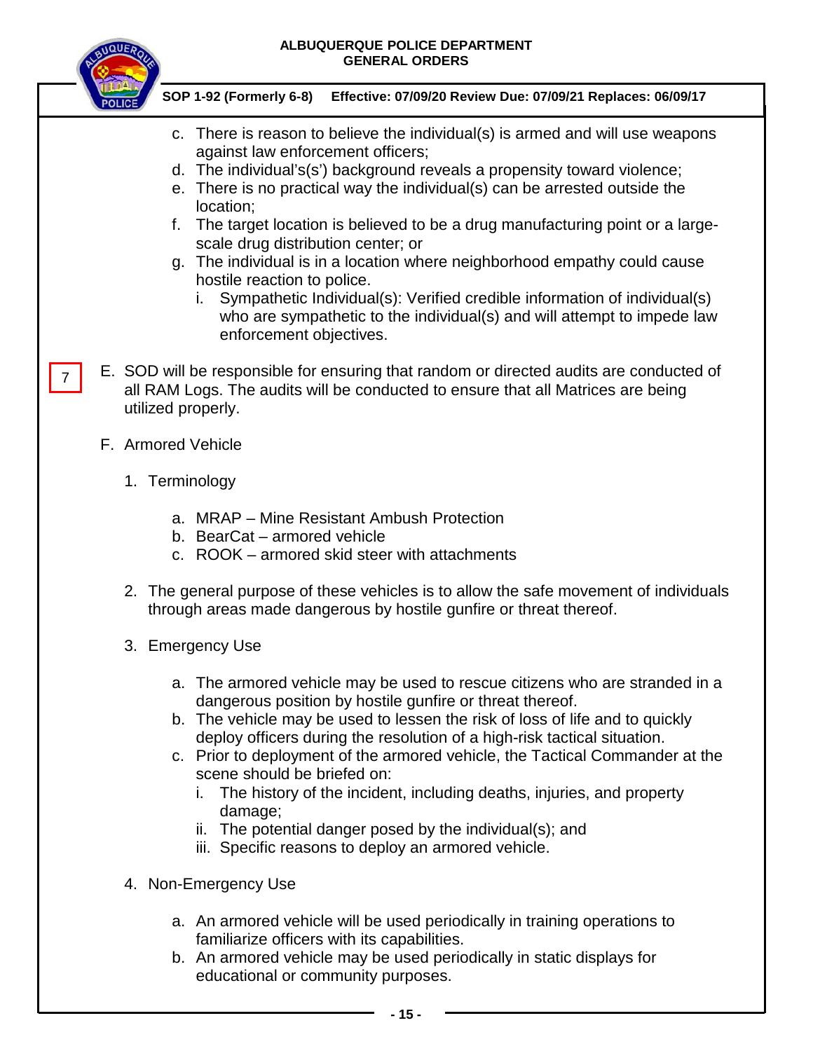c. There is reason to believe the individual(s) is armed and will use weapons against law enforcement officers;
d. The individual's(s') background reveals a propensity toward violence;
e. There is no practical way the individual(s) can be arrested outside the location;
f. The target location is believed to be a drug manufacturing point or a large-scale drug distribution center; or
g. The individual is in a location where neighborhood empathy could cause hostile reaction to police.
   i. Sympathetic Individual(s): Verified credible information of individual(s) who are sympathetic to the individual(s) and will attempt to impede law enforcement objectives.

7

E. SOD will be responsible for ensuring that random or directed audits are conducted of all RAM Logs. The audits will be conducted to ensure that all Matrices are being utilized properly.

F. Armored Vehicle

1. Terminology

   a. MRAP – Mine Resistant Ambush Protection
   b. BearCat – armored vehicle
   c. ROOK – armored skid steer with attachments

2. The general purpose of these vehicles is to allow the safe movement of individuals through areas made dangerous by hostile gunfire or threat thereof.

3. Emergency Use

   a. The armored vehicle may be used to rescue citizens who are stranded in a dangerous position by hostile gunfire or threat thereof.
   b. The vehicle may be used to lessen the risk of loss of life and to quickly deploy officers during the resolution of a high-risk tactical situation.
   c. Prior to deployment of the armored vehicle, the Tactical Commander at the scene should be briefed on:
      i. The history of the incident, including deaths, injuries, and property damage;
      ii. The potential danger posed by the individual(s); and
      iii. Specific reasons to deploy an armored vehicle.

4. Non-Emergency Use

   a. An armored vehicle will be used periodically in training operations to familiarize officers with its capabilities.
   b. An armored vehicle may be used periodically in static displays for educational or community purposes.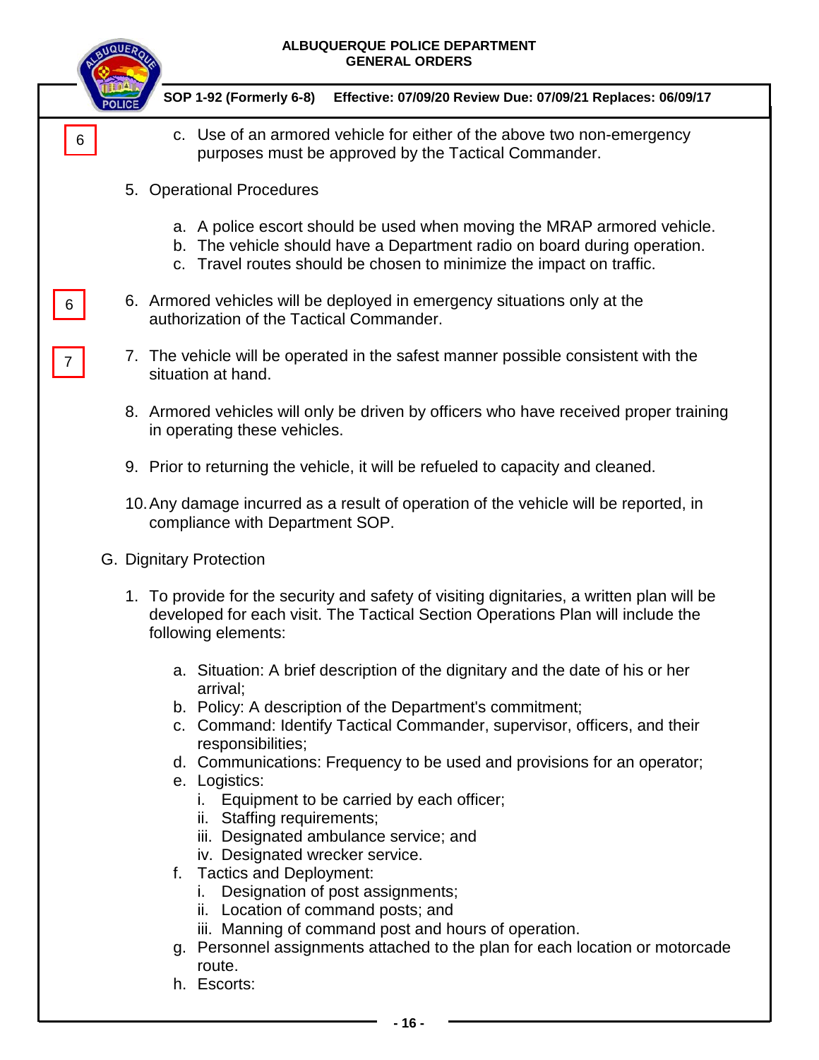6

c. Use of an armored vehicle for either of the above two non-emergency purposes must be approved by the Tactical Commander.

5. Operational Procedures

   a. A police escort should be used when moving the MRAP armored vehicle.
   b. The vehicle should have a Department radio on board during operation.
   c. Travel routes should be chosen to minimize the impact on traffic.

6

6. Armored vehicles will be deployed in emergency situations only at the authorization of the Tactical Commander.

7

7. The vehicle will be operated in the safest manner possible consistent with the situation at hand.

8. Armored vehicles will only be driven by officers who have received proper training in operating these vehicles.

9. Prior to returning the vehicle, it will be refueled to capacity and cleaned.

10. Any damage incurred as a result of operation of the vehicle will be reported, in compliance with Department SOP.

G. Dignitary Protection

1. To provide for the security and safety of visiting dignitaries, a written plan will be developed for each visit. The Tactical Section Operations Plan will include the following elements:

   a. Situation: A brief description of the dignitary and the date of his or her arrival;
   b. Policy: A description of the Department's commitment;
   c. Command: Identify Tactical Commander, supervisor, officers, and their responsibilities;
   d. Communications: Frequency to be used and provisions for an operator;
   e. Logistics:
      i. Equipment to be carried by each officer;
      ii. Staffing requirements;
      iii. Designated ambulance service; and
      iv. Designated wrecker service.
   f. Tactics and Deployment:
      i. Designation of post assignments;
      ii. Location of command posts; and
      iii. Manning of command post and hours of operation.
   g. Personnel assignments attached to the plan for each location or motorcade route.
   h. Escorts: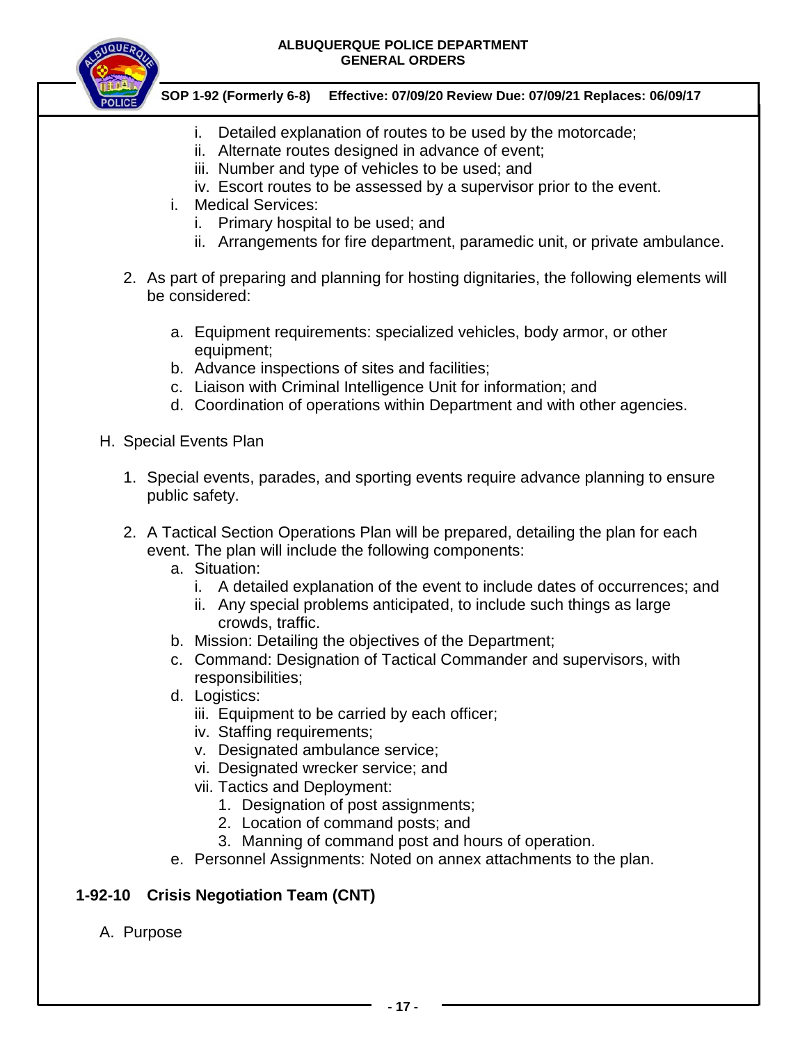i. Detailed explanation of routes to be used by the motorcade;
ii. Alternate routes designed in advance of event;
iii. Number and type of vehicles to be used; and
iv. Escort routes to be assessed by a supervisor prior to the event.

i. Medical Services:
   i. Primary hospital to be used; and
   ii. Arrangements for fire department, paramedic unit, or private ambulance.

2. As part of preparing and planning for hosting dignitaries, the following elements will be considered:

   a. Equipment requirements: specialized vehicles, body armor, or other equipment;
   b. Advance inspections of sites and facilities;
   c. Liaison with Criminal Intelligence Unit for information; and
   d. Coordination of operations within Department and with other agencies.

H. Special Events Plan

1. Special events, parades, and sporting events require advance planning to ensure public safety.

2. A Tactical Section Operations Plan will be prepared, detailing the plan for each event. The plan will include the following components:
   a. Situation:
      i. A detailed explanation of the event to include dates of occurrences; and
      ii. Any special problems anticipated, to include such things as large crowds, traffic.
   b. Mission: Detailing the objectives of the Department;
   c. Command: Designation of Tactical Commander and supervisors, with responsibilities;
   d. Logistics:
      iii. Equipment to be carried by each officer;
      iv. Staffing requirements;
      v. Designated ambulance service;
      vi. Designated wrecker service; and
      vii. Tactics and Deployment:
         1. Designation of post assignments;
         2. Location of command posts; and
         3. Manning of command post and hours of operation.
   e. Personnel Assignments: Noted on annex attachments to the plan.

## 1-92-10 Crisis Negotiation Team (CNT)

A. Purpose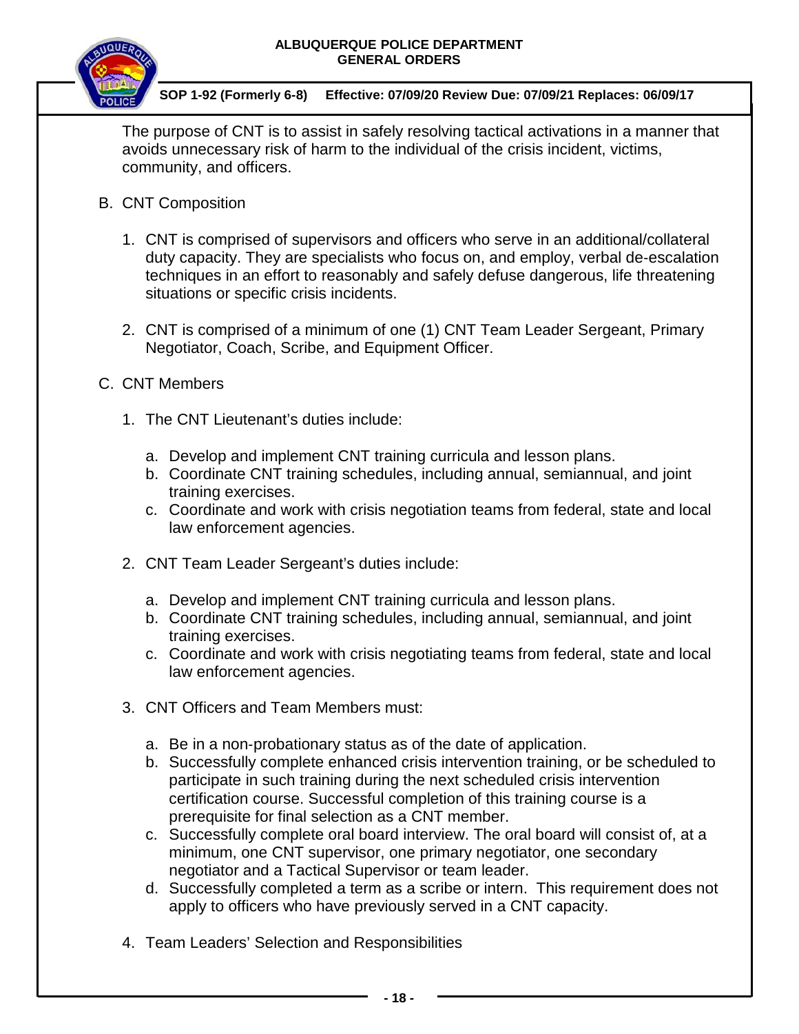The purpose of CNT is to assist in safely resolving tactical activations in a manner that avoids unnecessary risk of harm to the individual of the crisis incident, victims, community, and officers.

B. CNT Composition

1. CNT is comprised of supervisors and officers who serve in an additional/collateral duty capacity. They are specialists who focus on, and employ, verbal de-escalation techniques in an effort to reasonably and safely defuse dangerous, life threatening situations or specific crisis incidents.

2. CNT is comprised of a minimum of one (1) CNT Team Leader Sergeant, Primary Negotiator, Coach, Scribe, and Equipment Officer.

C. CNT Members

1. The CNT Lieutenant's duties include:

   a. Develop and implement CNT training curricula and lesson plans.
   b. Coordinate CNT training schedules, including annual, semiannual, and joint training exercises.
   c. Coordinate and work with crisis negotiation teams from federal, state and local law enforcement agencies.

2. CNT Team Leader Sergeant's duties include:

   a. Develop and implement CNT training curricula and lesson plans.
   b. Coordinate CNT training schedules, including annual, semiannual, and joint training exercises.
   c. Coordinate and work with crisis negotiating teams from federal, state and local law enforcement agencies.

3. CNT Officers and Team Members must:

   a. Be in a non-probationary status as of the date of application.
   b. Successfully complete enhanced crisis intervention training, or be scheduled to participate in such training during the next scheduled crisis intervention certification course. Successful completion of this training course is a prerequisite for final selection as a CNT member.
   c. Successfully complete oral board interview. The oral board will consist of, at a minimum, one CNT supervisor, one primary negotiator, one secondary negotiator and a Tactical Supervisor or team leader.
   d. Successfully completed a term as a scribe or intern. This requirement does not apply to officers who have previously served in a CNT capacity.

4. Team Leaders' Selection and Responsibilities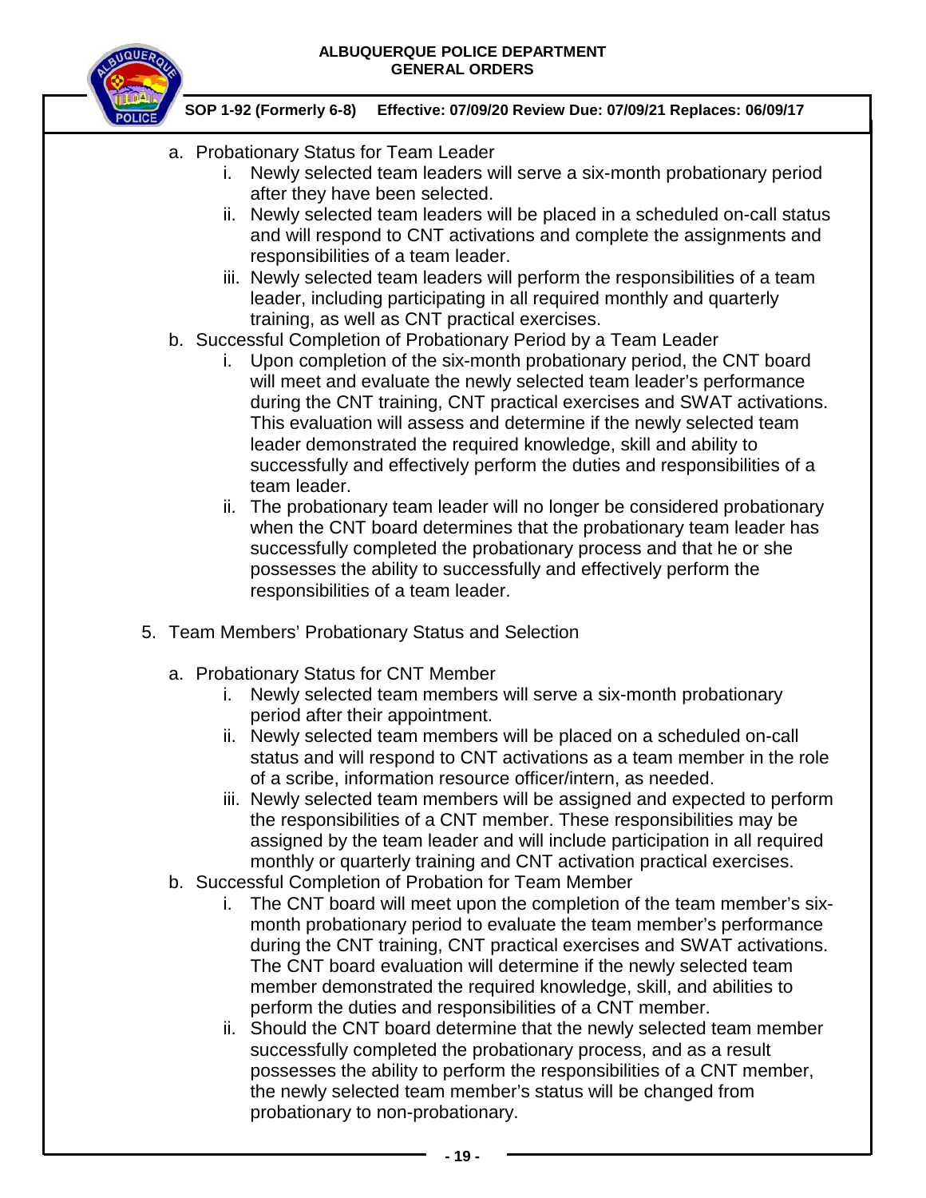a. Probationary Status for Team Leader
   - i. Newly selected team leaders will serve a six-month probationary period after they have been selected.
   - ii. Newly selected team leaders will be placed in a scheduled on-call status and will respond to CNT activations and complete the assignments and responsibilities of a team leader.
   - iii. Newly selected team leaders will perform the responsibilities of a team leader, including participating in all required monthly and quarterly training, as well as CNT practical exercises.

b. Successful Completion of Probationary Period by a Team Leader
   - i. Upon completion of the six-month probationary period, the CNT board will meet and evaluate the newly selected team leader's performance during the CNT training, CNT practical exercises and SWAT activations. This evaluation will assess and determine if the newly selected team leader demonstrated the required knowledge, skill and ability to successfully and effectively perform the duties and responsibilities of a team leader.
   - ii. The probationary team leader will no longer be considered probationary when the CNT board determines that the probationary team leader has successfully completed the probationary process and that he or she possesses the ability to successfully and effectively perform the responsibilities of a team leader.

5. Team Members' Probationary Status and Selection

a. Probationary Status for CNT Member
   - i. Newly selected team members will serve a six-month probationary period after their appointment.
   - ii. Newly selected team members will be placed on a scheduled on-call status and will respond to CNT activations as a team member in the role of a scribe, information resource officer/intern, as needed.
   - iii. Newly selected team members will be assigned and expected to perform the responsibilities of a CNT member. These responsibilities may be assigned by the team leader and will include participation in all required monthly or quarterly training and CNT activation practical exercises.

b. Successful Completion of Probation for Team Member
   - i. The CNT board will meet upon the completion of the team member's six-month probationary period to evaluate the team member's performance during the CNT training, CNT practical exercises and SWAT activations. The CNT board evaluation will determine if the newly selected team member demonstrated the required knowledge, skill, and abilities to perform the duties and responsibilities of a CNT member.
   - ii. Should the CNT board determine that the newly selected team member successfully completed the probationary process, and as a result possesses the ability to perform the responsibilities of a CNT member, the newly selected team member's status will be changed from probationary to non-probationary.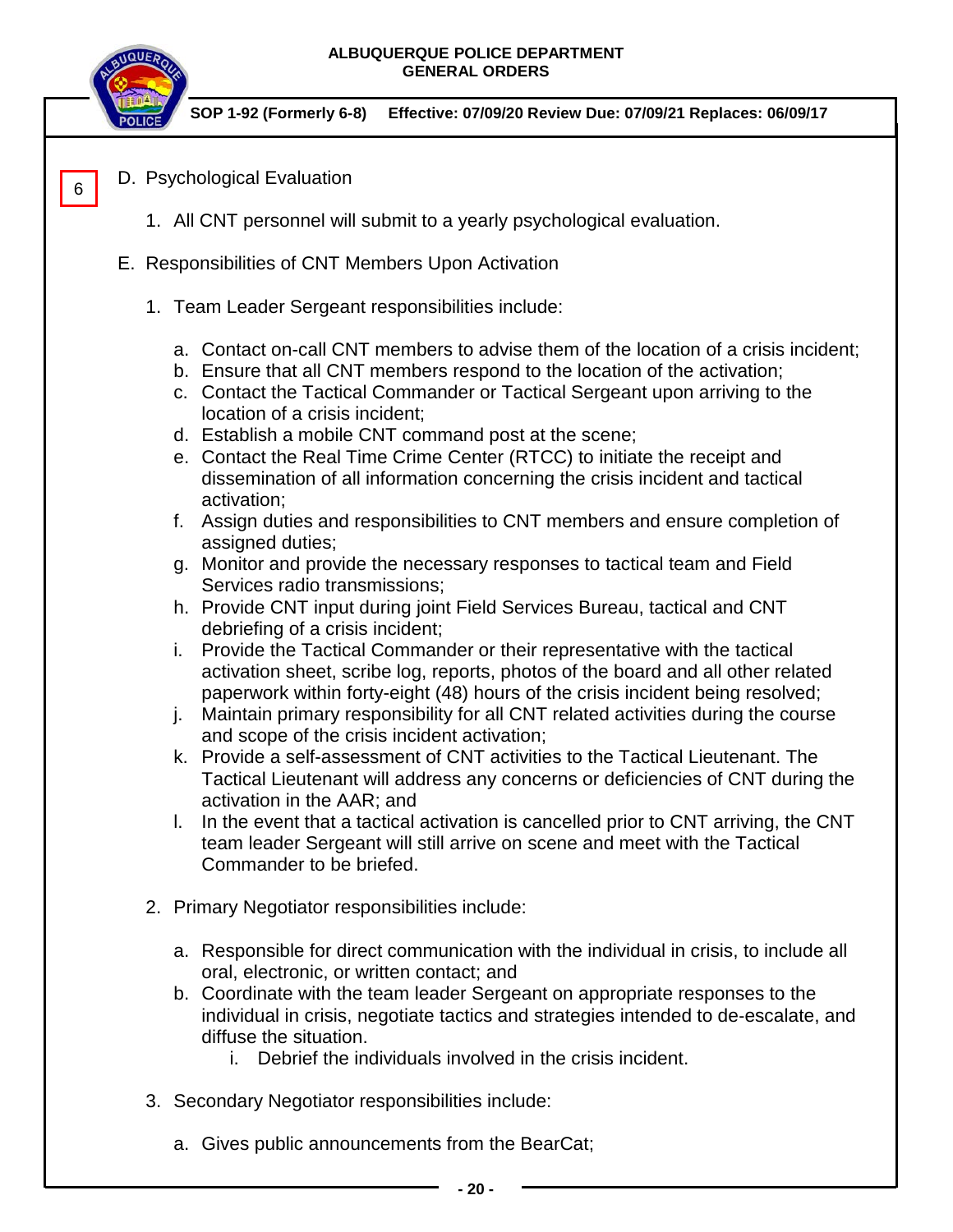6

D. Psychological Evaluation

1. All CNT personnel will submit to a yearly psychological evaluation.

E. Responsibilities of CNT Members Upon Activation

1. Team Leader Sergeant responsibilities include:

   a. Contact on-call CNT members to advise them of the location of a crisis incident;
   b. Ensure that all CNT members respond to the location of the activation;
   c. Contact the Tactical Commander or Tactical Sergeant upon arriving to the location of a crisis incident;
   d. Establish a mobile CNT command post at the scene;
   e. Contact the Real Time Crime Center (RTCC) to initiate the receipt and dissemination of all information concerning the crisis incident and tactical activation;
   f. Assign duties and responsibilities to CNT members and ensure completion of assigned duties;
   g. Monitor and provide the necessary responses to tactical team and Field Services radio transmissions;
   h. Provide CNT input during joint Field Services Bureau, tactical and CNT debriefing of a crisis incident;
   i. Provide the Tactical Commander or their representative with the tactical activation sheet, scribe log, reports, photos of the board and all other related paperwork within forty-eight (48) hours of the crisis incident being resolved;
   j. Maintain primary responsibility for all CNT related activities during the course and scope of the crisis incident activation;
   k. Provide a self-assessment of CNT activities to the Tactical Lieutenant. The Tactical Lieutenant will address any concerns or deficiencies of CNT during the activation in the AAR; and
   l. In the event that a tactical activation is cancelled prior to CNT arriving, the CNT team leader Sergeant will still arrive on scene and meet with the Tactical Commander to be briefed.

2. Primary Negotiator responsibilities include:

   a. Responsible for direct communication with the individual in crisis, to include all oral, electronic, or written contact; and
   b. Coordinate with the team leader Sergeant on appropriate responses to the individual in crisis, negotiate tactics and strategies intended to de-escalate, and diffuse the situation.
      i. Debrief the individuals involved in the crisis incident.

3. Secondary Negotiator responsibilities include:

   a. Gives public announcements from the BearCat;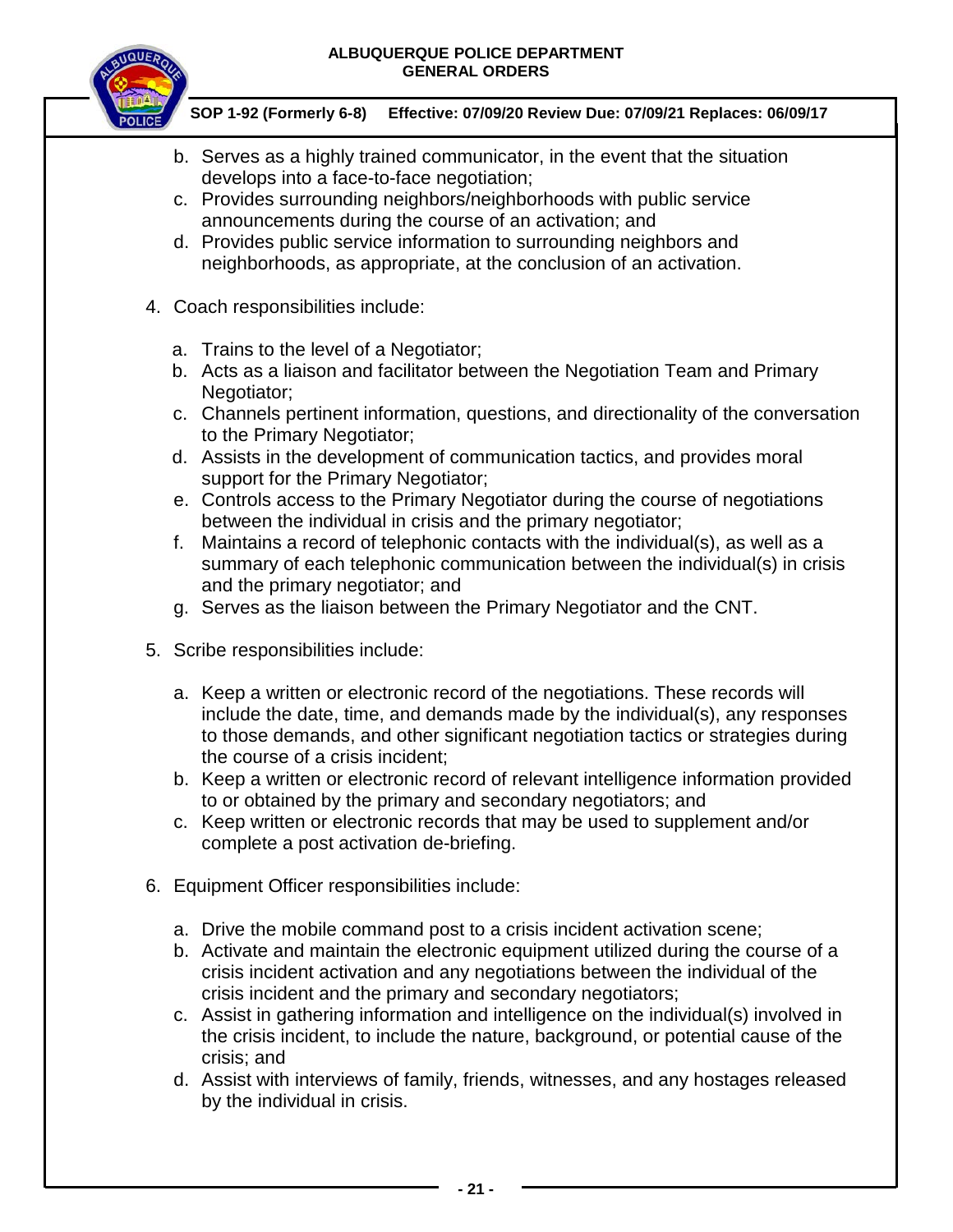b. Serves as a highly trained communicator, in the event that the situation develops into a face-to-face negotiation;
c. Provides surrounding neighbors/neighborhoods with public service announcements during the course of an activation; and
d. Provides public service information to surrounding neighbors and neighborhoods, as appropriate, at the conclusion of an activation.

4. Coach responsibilities include:

   a. Trains to the level of a Negotiator;
   b. Acts as a liaison and facilitator between the Negotiation Team and Primary Negotiator;
   c. Channels pertinent information, questions, and directionality of the conversation to the Primary Negotiator;
   d. Assists in the development of communication tactics, and provides moral support for the Primary Negotiator;
   e. Controls access to the Primary Negotiator during the course of negotiations between the individual in crisis and the primary negotiator;
   f. Maintains a record of telephonic contacts with the individual(s), as well as a summary of each telephonic communication between the individual(s) in crisis and the primary negotiator; and
   g. Serves as the liaison between the Primary Negotiator and the CNT.

5. Scribe responsibilities include:

   a. Keep a written or electronic record of the negotiations. These records will include the date, time, and demands made by the individual(s), any responses to those demands, and other significant negotiation tactics or strategies during the course of a crisis incident;
   b. Keep a written or electronic record of relevant intelligence information provided to or obtained by the primary and secondary negotiators; and
   c. Keep written or electronic records that may be used to supplement and/or complete a post activation de-briefing.

6. Equipment Officer responsibilities include:

   a. Drive the mobile command post to a crisis incident activation scene;
   b. Activate and maintain the electronic equipment utilized during the course of a crisis incident activation and any negotiations between the individual of the crisis incident and the primary and secondary negotiators;
   c. Assist in gathering information and intelligence on the individual(s) involved in the crisis incident, to include the nature, background, or potential cause of the crisis; and
   d. Assist with interviews of family, friends, witnesses, and any hostages released by the individual in crisis.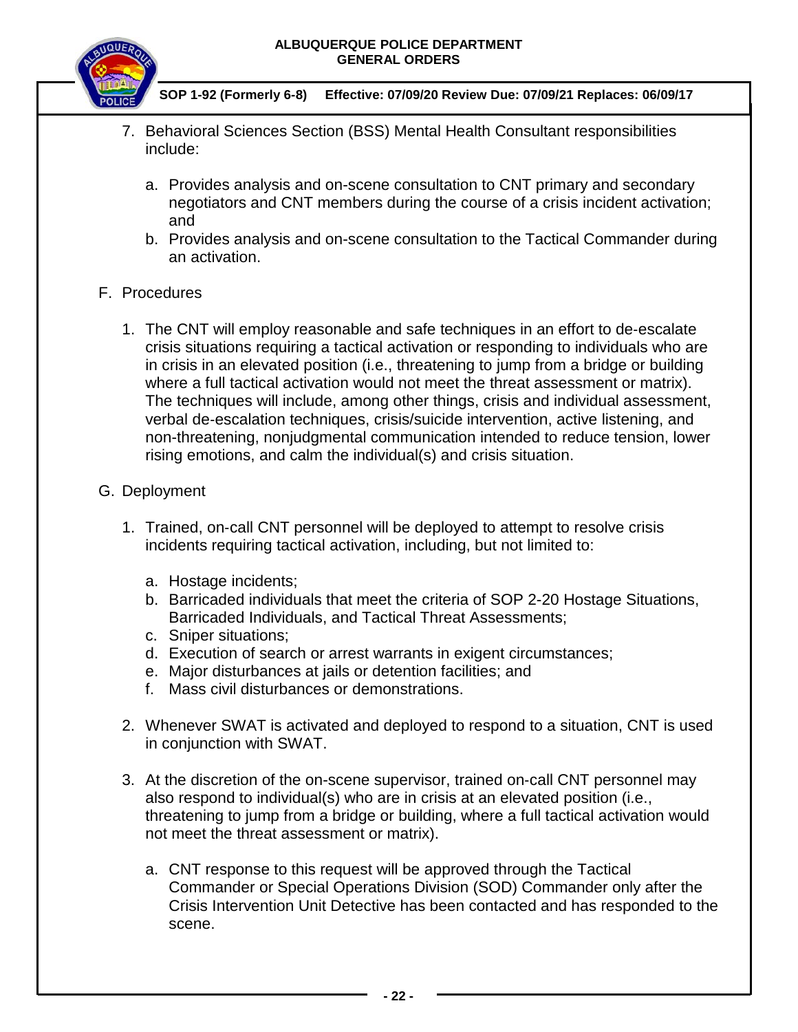7. Behavioral Sciences Section (BSS) Mental Health Consultant responsibilities include:

   a. Provides analysis and on-scene consultation to CNT primary and secondary negotiators and CNT members during the course of a crisis incident activation; and
   b. Provides analysis and on-scene consultation to the Tactical Commander during an activation.

F. Procedures

1. The CNT will employ reasonable and safe techniques in an effort to de-escalate crisis situations requiring a tactical activation or responding to individuals who are in crisis in an elevated position (i.e., threatening to jump from a bridge or building where a full tactical activation would not meet the threat assessment or matrix). The techniques will include, among other things, crisis and individual assessment, verbal de-escalation techniques, crisis/suicide intervention, active listening, and non-threatening, nonjudgmental communication intended to reduce tension, lower rising emotions, and calm the individual(s) and crisis situation.

G. Deployment

1. Trained, on-call CNT personnel will be deployed to attempt to resolve crisis incidents requiring tactical activation, including, but not limited to:

   a. Hostage incidents;
   b. Barricaded individuals that meet the criteria of SOP 2-20 Hostage Situations, Barricaded Individuals, and Tactical Threat Assessments;
   c. Sniper situations;
   d. Execution of search or arrest warrants in exigent circumstances;
   e. Major disturbances at jails or detention facilities; and
   f. Mass civil disturbances or demonstrations.

2. Whenever SWAT is activated and deployed to respond to a situation, CNT is used in conjunction with SWAT.

3. At the discretion of the on-scene supervisor, trained on-call CNT personnel may also respond to individual(s) who are in crisis at an elevated position (i.e., threatening to jump from a bridge or building, where a full tactical activation would not meet the threat assessment or matrix).

   a. CNT response to this request will be approved through the Tactical Commander or Special Operations Division (SOD) Commander only after the Crisis Intervention Unit Detective has been contacted and has responded to the scene.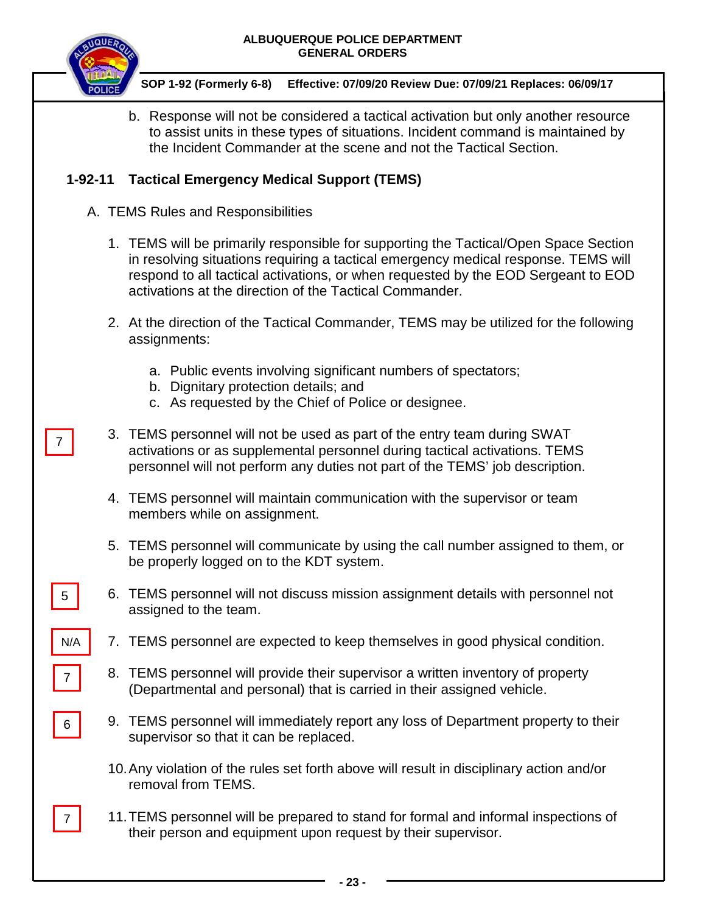b. Response will not be considered a tactical activation but only another resource to assist units in these types of situations. Incident command is maintained by the Incident Commander at the scene and not the Tactical Section.

## 1-92-11 Tactical Emergency Medical Support (TEMS)

A. TEMS Rules and Responsibilities

1. TEMS will be primarily responsible for supporting the Tactical/Open Space Section in resolving situations requiring a tactical emergency medical response. TEMS will respond to all tactical activations, or when requested by the EOD Sergeant to EOD activations at the direction of the Tactical Commander.

2. At the direction of the Tactical Commander, TEMS may be utilized for the following assignments:

   a. Public events involving significant numbers of spectators;
   b. Dignitary protection details; and
   c. As requested by the Chief of Police or designee.

7

3. TEMS personnel will not be used as part of the entry team during SWAT activations or as supplemental personnel during tactical activations. TEMS personnel will not perform any duties not part of the TEMS' job description.

4. TEMS personnel will maintain communication with the supervisor or team members while on assignment.

5. TEMS personnel will communicate by using the call number assigned to them, or be properly logged on to the KDT system.

5

6. TEMS personnel will not discuss mission assignment details with personnel not assigned to the team.

N/A

7. TEMS personnel are expected to keep themselves in good physical condition.

7

8. TEMS personnel will provide their supervisor a written inventory of property (Departmental and personal) that is carried in their assigned vehicle.

6

9. TEMS personnel will immediately report any loss of Department property to their supervisor so that it can be replaced.

10. Any violation of the rules set forth above will result in disciplinary action and/or removal from TEMS.

7

11. TEMS personnel will be prepared to stand for formal and informal inspections of their person and equipment upon request by their supervisor.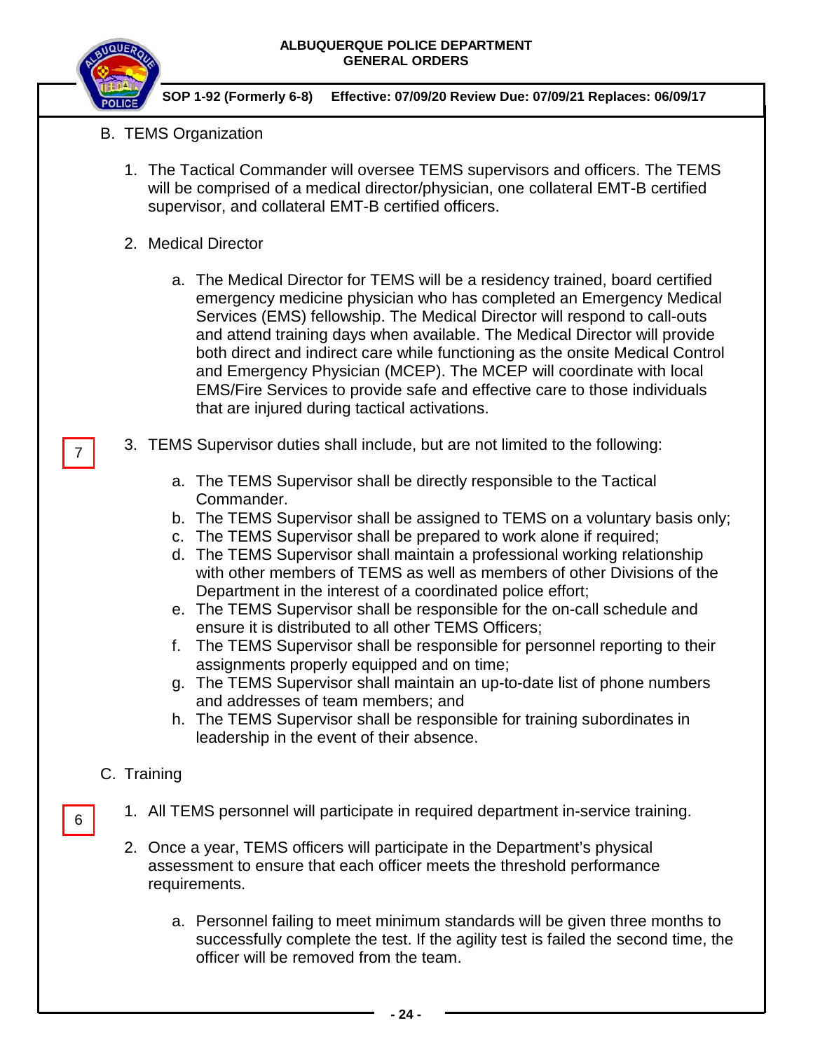B. TEMS Organization

1. The Tactical Commander will oversee TEMS supervisors and officers. The TEMS will be comprised of a medical director/physician, one collateral EMT-B certified supervisor, and collateral EMT-B certified officers.

2. Medical Director

   a. The Medical Director for TEMS will be a residency trained, board certified emergency medicine physician who has completed an Emergency Medical Services (EMS) fellowship. The Medical Director will respond to call-outs and attend training days when available. The Medical Director will provide both direct and indirect care while functioning as the onsite Medical Control and Emergency Physician (MCEP). The MCEP will coordinate with local EMS/Fire Services to provide safe and effective care to those individuals that are injured during tactical activations.

7

3. TEMS Supervisor duties shall include, but are not limited to the following:

   a. The TEMS Supervisor shall be directly responsible to the Tactical Commander.
   b. The TEMS Supervisor shall be assigned to TEMS on a voluntary basis only;
   c. The TEMS Supervisor shall be prepared to work alone if required;
   d. The TEMS Supervisor shall maintain a professional working relationship with other members of TEMS as well as members of other Divisions of the Department in the interest of a coordinated police effort;
   e. The TEMS Supervisor shall be responsible for the on-call schedule and ensure it is distributed to all other TEMS Officers;
   f. The TEMS Supervisor shall be responsible for personnel reporting to their assignments properly equipped and on time;
   g. The TEMS Supervisor shall maintain an up-to-date list of phone numbers and addresses of team members; and
   h. The TEMS Supervisor shall be responsible for training subordinates in leadership in the event of their absence.

C. Training

6

1. All TEMS personnel will participate in required department in-service training.

2. Once a year, TEMS officers will participate in the Department's physical assessment to ensure that each officer meets the threshold performance requirements.

   a. Personnel failing to meet minimum standards will be given three months to successfully complete the test. If the agility test is failed the second time, the officer will be removed from the team.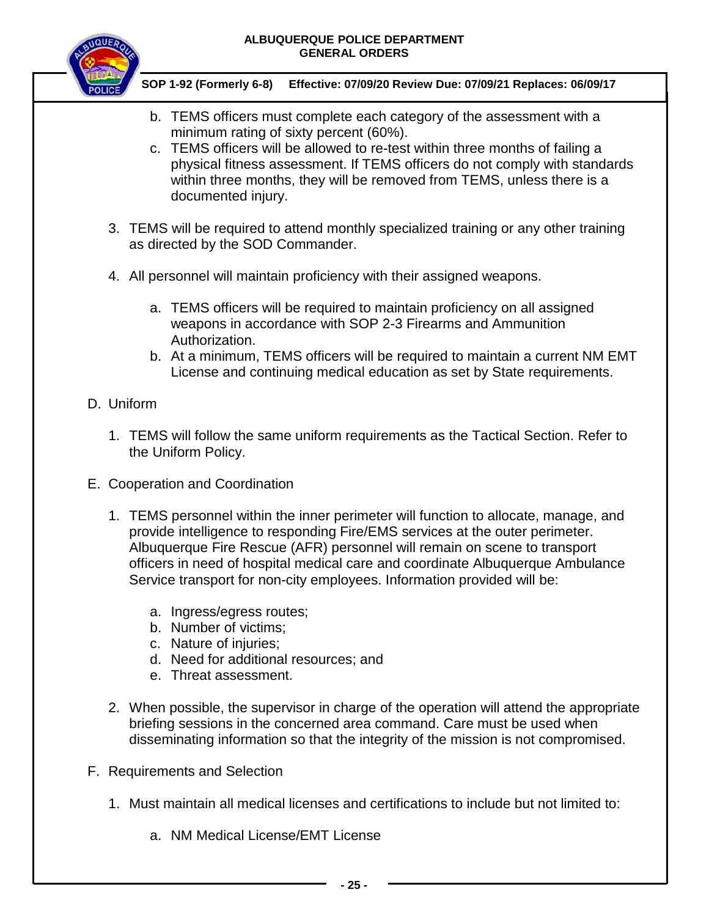b. TEMS officers must complete each category of the assessment with a minimum rating of sixty percent (60%).
c. TEMS officers will be allowed to re-test within three months of failing a physical fitness assessment. If TEMS officers do not comply with standards within three months, they will be removed from TEMS, unless there is a documented injury.

3. TEMS will be required to attend monthly specialized training or any other training as directed by the SOD Commander.

4. All personnel will maintain proficiency with their assigned weapons.

   a. TEMS officers will be required to maintain proficiency on all assigned weapons in accordance with SOP 2-3 Firearms and Ammunition Authorization.
   b. At a minimum, TEMS officers will be required to maintain a current NM EMT License and continuing medical education as set by State requirements.

D. Uniform

1. TEMS will follow the same uniform requirements as the Tactical Section. Refer to the Uniform Policy.

E. Cooperation and Coordination

1. TEMS personnel within the inner perimeter will function to allocate, manage, and provide intelligence to responding Fire/EMS services at the outer perimeter. Albuquerque Fire Rescue (AFR) personnel will remain on scene to transport officers in need of hospital medical care and coordinate Albuquerque Ambulance Service transport for non-city employees. Information provided will be:

   a. Ingress/egress routes;
   b. Number of victims;
   c. Nature of injuries;
   d. Need for additional resources; and
   e. Threat assessment.

2. When possible, the supervisor in charge of the operation will attend the appropriate briefing sessions in the concerned area command. Care must be used when disseminating information so that the integrity of the mission is not compromised.

F. Requirements and Selection

1. Must maintain all medical licenses and certifications to include but not limited to:

   a. NM Medical License/EMT License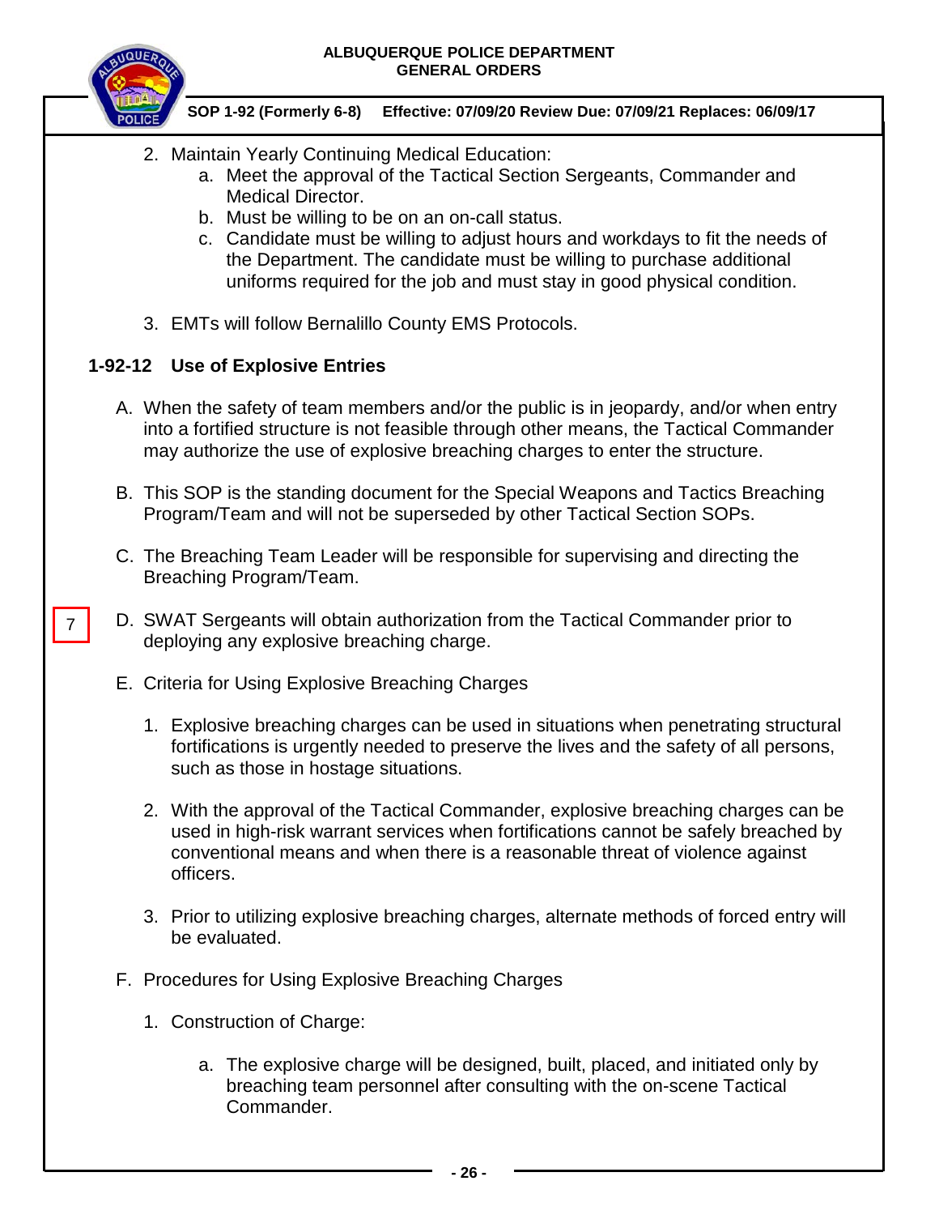2. Maintain Yearly Continuing Medical Education:
    a. Meet the approval of the Tactical Section Sergeants, Commander and Medical Director.
    b. Must be willing to be on an on-call status.
    c. Candidate must be willing to adjust hours and workdays to fit the needs of the Department. The candidate must be willing to purchase additional uniforms required for the job and must stay in good physical condition.

3. EMTs will follow Bernalillo County EMS Protocols.

## 1-92-12 Use of Explosive Entries

A. When the safety of team members and/or the public is in jeopardy, and/or when entry into a fortified structure is not feasible through other means, the Tactical Commander may authorize the use of explosive breaching charges to enter the structure.

B. This SOP is the standing document for the Special Weapons and Tactics Breaching Program/Team and will not be superseded by other Tactical Section SOPs.

C. The Breaching Team Leader will be responsible for supervising and directing the Breaching Program/Team.

7

D. SWAT Sergeants will obtain authorization from the Tactical Commander prior to deploying any explosive breaching charge.

E. Criteria for Using Explosive Breaching Charges

1. Explosive breaching charges can be used in situations when penetrating structural fortifications is urgently needed to preserve the lives and the safety of all persons, such as those in hostage situations.

2. With the approval of the Tactical Commander, explosive breaching charges can be used in high-risk warrant services when fortifications cannot be safely breached by conventional means and when there is a reasonable threat of violence against officers.

3. Prior to utilizing explosive breaching charges, alternate methods of forced entry will be evaluated.

F. Procedures for Using Explosive Breaching Charges

1. Construction of Charge:

    a. The explosive charge will be designed, built, placed, and initiated only by breaching team personnel after consulting with the on-scene Tactical Commander.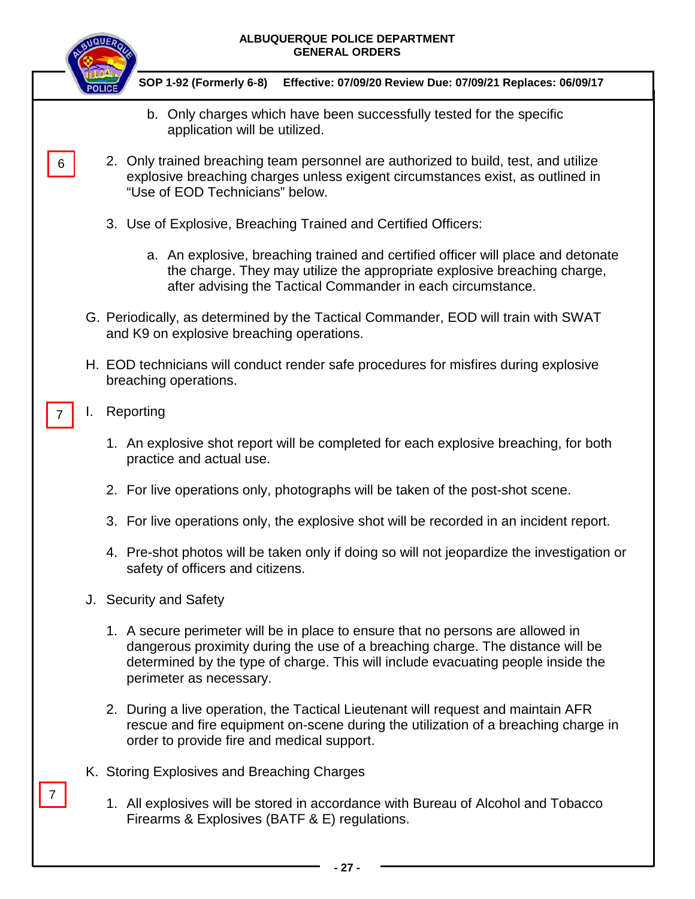b. Only charges which have been successfully tested for the specific application will be utilized.

6

2. Only trained breaching team personnel are authorized to build, test, and utilize explosive breaching charges unless exigent circumstances exist, as outlined in "Use of EOD Technicians" below.

3. Use of Explosive, Breaching Trained and Certified Officers:

   a. An explosive, breaching trained and certified officer will place and detonate the charge. They may utilize the appropriate explosive breaching charge, after advising the Tactical Commander in each circumstance.

G. Periodically, as determined by the Tactical Commander, EOD will train with SWAT and K9 on explosive breaching operations.

H. EOD technicians will conduct render safe procedures for misfires during explosive breaching operations.

7

I. Reporting

1. An explosive shot report will be completed for each explosive breaching, for both practice and actual use.

2. For live operations only, photographs will be taken of the post-shot scene.

3. For live operations only, the explosive shot will be recorded in an incident report.

4. Pre-shot photos will be taken only if doing so will not jeopardize the investigation or safety of officers and citizens.

J. Security and Safety

1. A secure perimeter will be in place to ensure that no persons are allowed in dangerous proximity during the use of a breaching charge. The distance will be determined by the type of charge. This will include evacuating people inside the perimeter as necessary.

2. During a live operation, the Tactical Lieutenant will request and maintain AFR rescue and fire equipment on-scene during the utilization of a breaching charge in order to provide fire and medical support.

K. Storing Explosives and Breaching Charges

7

1. All explosives will be stored in accordance with Bureau of Alcohol and Tobacco Firearms & Explosives (BATF & E) regulations.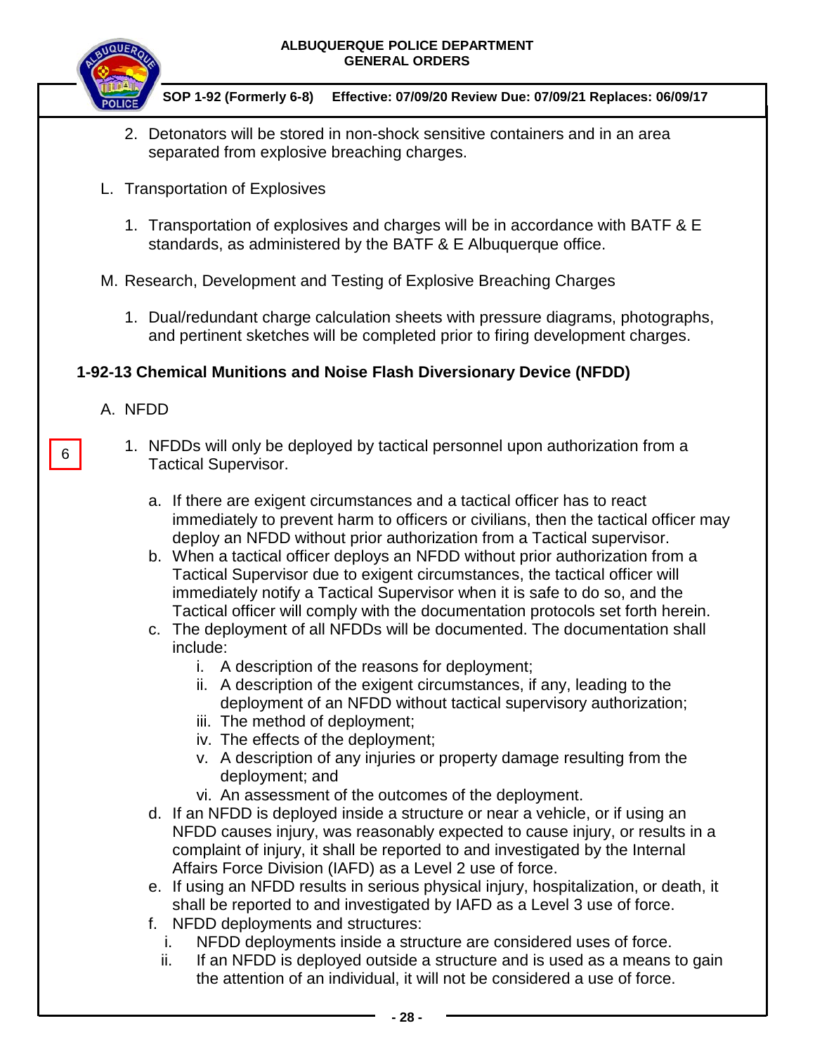2. Detonators will be stored in non-shock sensitive containers and in an area separated from explosive breaching charges.

L. Transportation of Explosives

1. Transportation of explosives and charges will be in accordance with BATF & E standards, as administered by the BATF & E Albuquerque office.

M. Research, Development and Testing of Explosive Breaching Charges

1. Dual/redundant charge calculation sheets with pressure diagrams, photographs, and pertinent sketches will be completed prior to firing development charges.

## 1-92-13 Chemical Munitions and Noise Flash Diversionary Device (NFDD)

A. NFDD

6

1. NFDDs will only be deployed by tactical personnel upon authorization from a Tactical Supervisor.

   a. If there are exigent circumstances and a tactical officer has to react immediately to prevent harm to officers or civilians, then the tactical officer may deploy an NFDD without prior authorization from a Tactical supervisor.
   
   b. When a tactical officer deploys an NFDD without prior authorization from a Tactical Supervisor due to exigent circumstances, the tactical officer will immediately notify a Tactical Supervisor when it is safe to do so, and the Tactical officer will comply with the documentation protocols set forth herein.
   
   c. The deployment of all NFDDs will be documented. The documentation shall include:
   
      i. A description of the reasons for deployment;
      
      ii. A description of the exigent circumstances, if any, leading to the deployment of an NFDD without tactical supervisory authorization;
      
      iii. The method of deployment;
      
      iv. The effects of the deployment;
      
      v. A description of any injuries or property damage resulting from the deployment; and
      
      vi. An assessment of the outcomes of the deployment.
   
   d. If an NFDD is deployed inside a structure or near a vehicle, or if using an NFDD causes injury, was reasonably expected to cause injury, or results in a complaint of injury, it shall be reported to and investigated by the Internal Affairs Force Division (IAFD) as a Level 2 use of force.
   
   e. If using an NFDD results in serious physical injury, hospitalization, or death, it shall be reported to and investigated by IAFD as a Level 3 use of force.
   
   f. NFDD deployments and structures:
   
      i. NFDD deployments inside a structure are considered uses of force.
      
      ii. If an NFDD is deployed outside a structure and is used as a means to gain the attention of an individual, it will not be considered a use of force.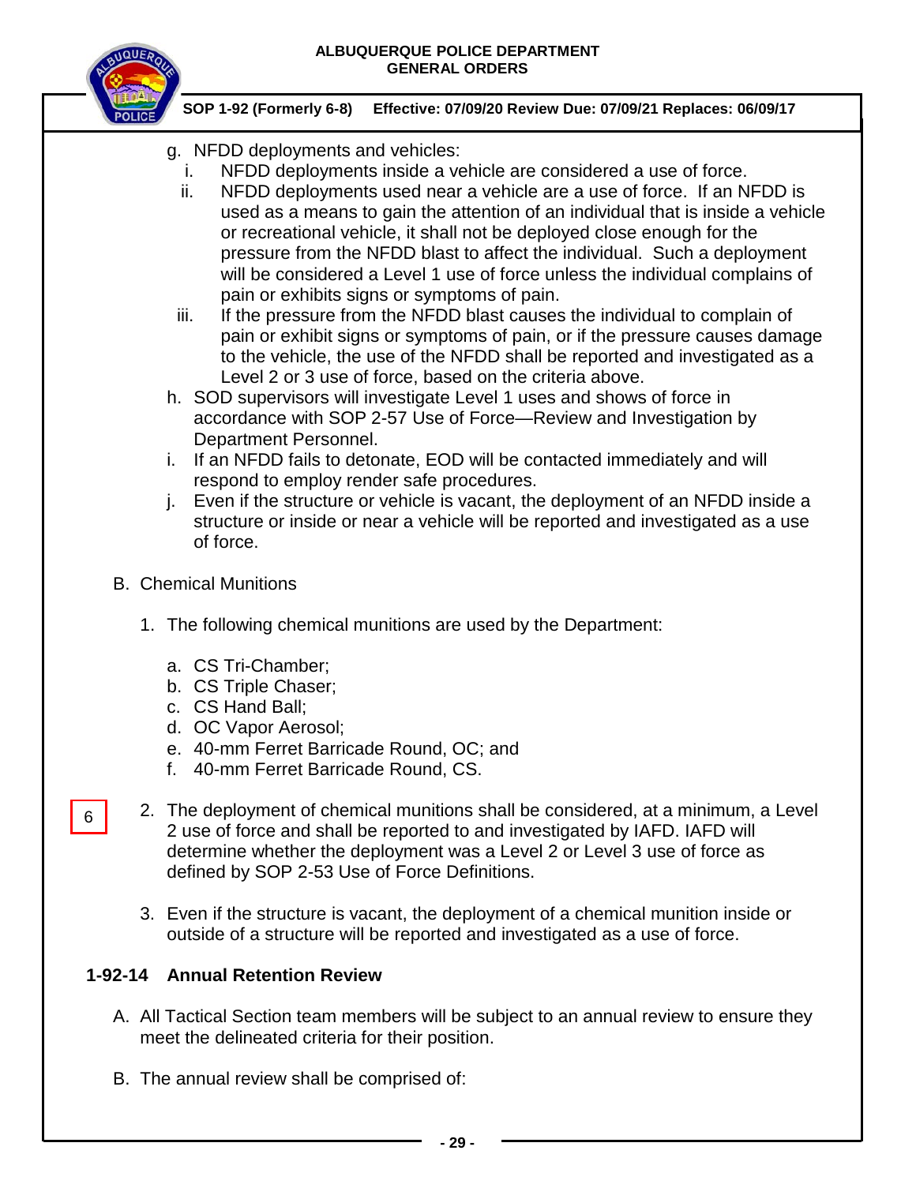g. NFDD deployments and vehicles:
   i. NFDD deployments inside a vehicle are considered a use of force.
   ii. NFDD deployments used near a vehicle are a use of force. If an NFDD is used as a means to gain the attention of an individual that is inside a vehicle or recreational vehicle, it shall not be deployed close enough for the pressure from the NFDD blast to affect the individual. Such a deployment will be considered a Level 1 use of force unless the individual complains of pain or exhibits signs or symptoms of pain.
   iii. If the pressure from the NFDD blast causes the individual to complain of pain or exhibit signs or symptoms of pain, or if the pressure causes damage to the vehicle, the use of the NFDD shall be reported and investigated as a Level 2 or 3 use of force, based on the criteria above.

h. SOD supervisors will investigate Level 1 uses and shows of force in accordance with SOP 2-57 Use of Force—Review and Investigation by Department Personnel.

i. If an NFDD fails to detonate, EOD will be contacted immediately and will respond to employ render safe procedures.

j. Even if the structure or vehicle is vacant, the deployment of an NFDD inside a structure or inside or near a vehicle will be reported and investigated as a use of force.

B. Chemical Munitions

1. The following chemical munitions are used by the Department:

   a. CS Tri-Chamber;
   b. CS Triple Chaser;
   c. CS Hand Ball;
   d. OC Vapor Aerosol;
   e. 40-mm Ferret Barricade Round, OC; and
   f. 40-mm Ferret Barricade Round, CS.

6

2. The deployment of chemical munitions shall be considered, at a minimum, a Level 2 use of force and shall be reported to and investigated by IAFD. IAFD will determine whether the deployment was a Level 2 or Level 3 use of force as defined by SOP 2-53 Use of Force Definitions.

3. Even if the structure is vacant, the deployment of a chemical munition inside or outside of a structure will be reported and investigated as a use of force.

## 1-92-14 Annual Retention Review

A. All Tactical Section team members will be subject to an annual review to ensure they meet the delineated criteria for their position.

B. The annual review shall be comprised of: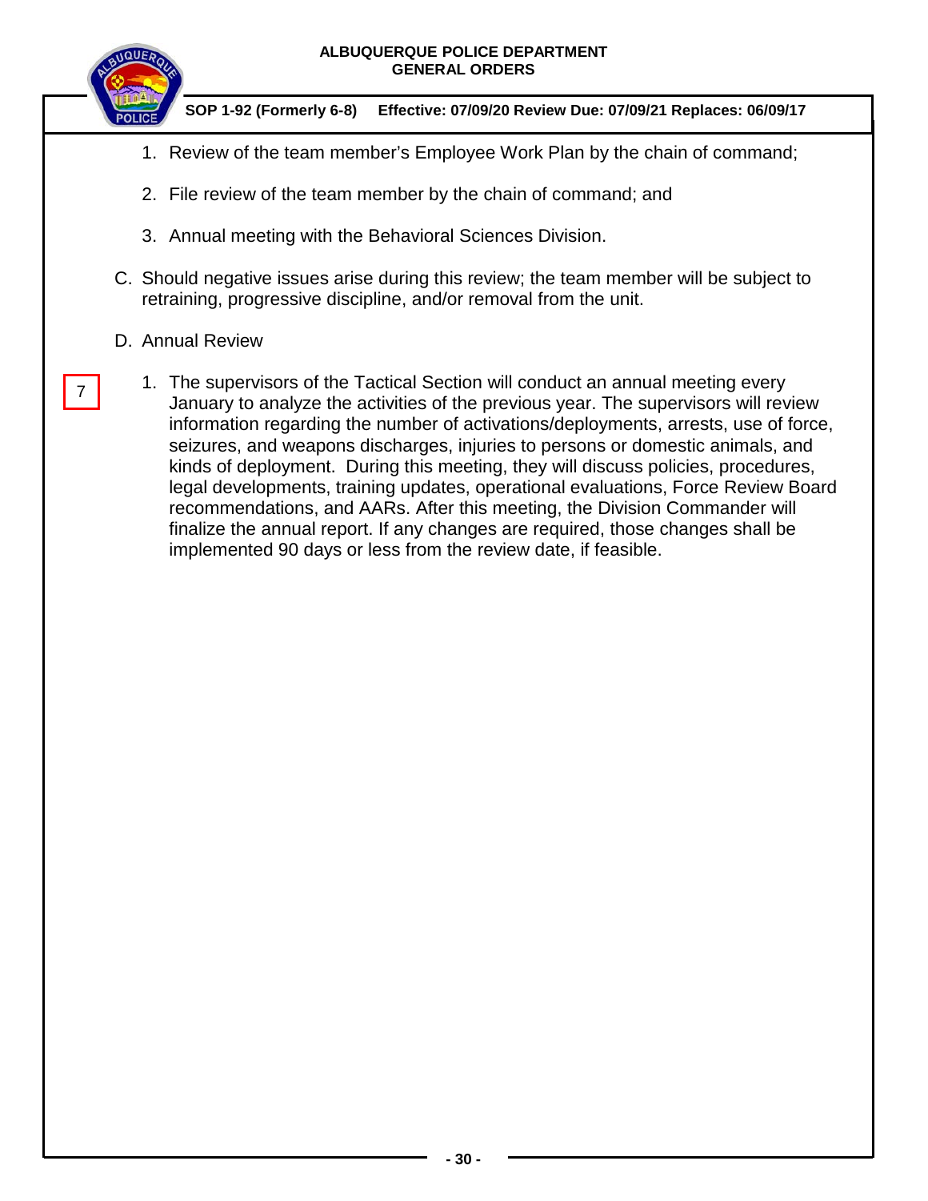1. Review of the team member's Employee Work Plan by the chain of command;

2. File review of the team member by the chain of command; and

3. Annual meeting with the Behavioral Sciences Division.

C. Should negative issues arise during this review; the team member will be subject to retraining, progressive discipline, and/or removal from the unit.

D. Annual Review

7

1. The supervisors of the Tactical Section will conduct an annual meeting every January to analyze the activities of the previous year. The supervisors will review information regarding the number of activations/deployments, arrests, use of force, seizures, and weapons discharges, injuries to persons or domestic animals, and kinds of deployment. During this meeting, they will discuss policies, procedures, legal developments, training updates, operational evaluations, Force Review Board recommendations, and AARs. After this meeting, the Division Commander will finalize the annual report. If any changes are required, those changes shall be implemented 90 days or less from the review date, if feasible.